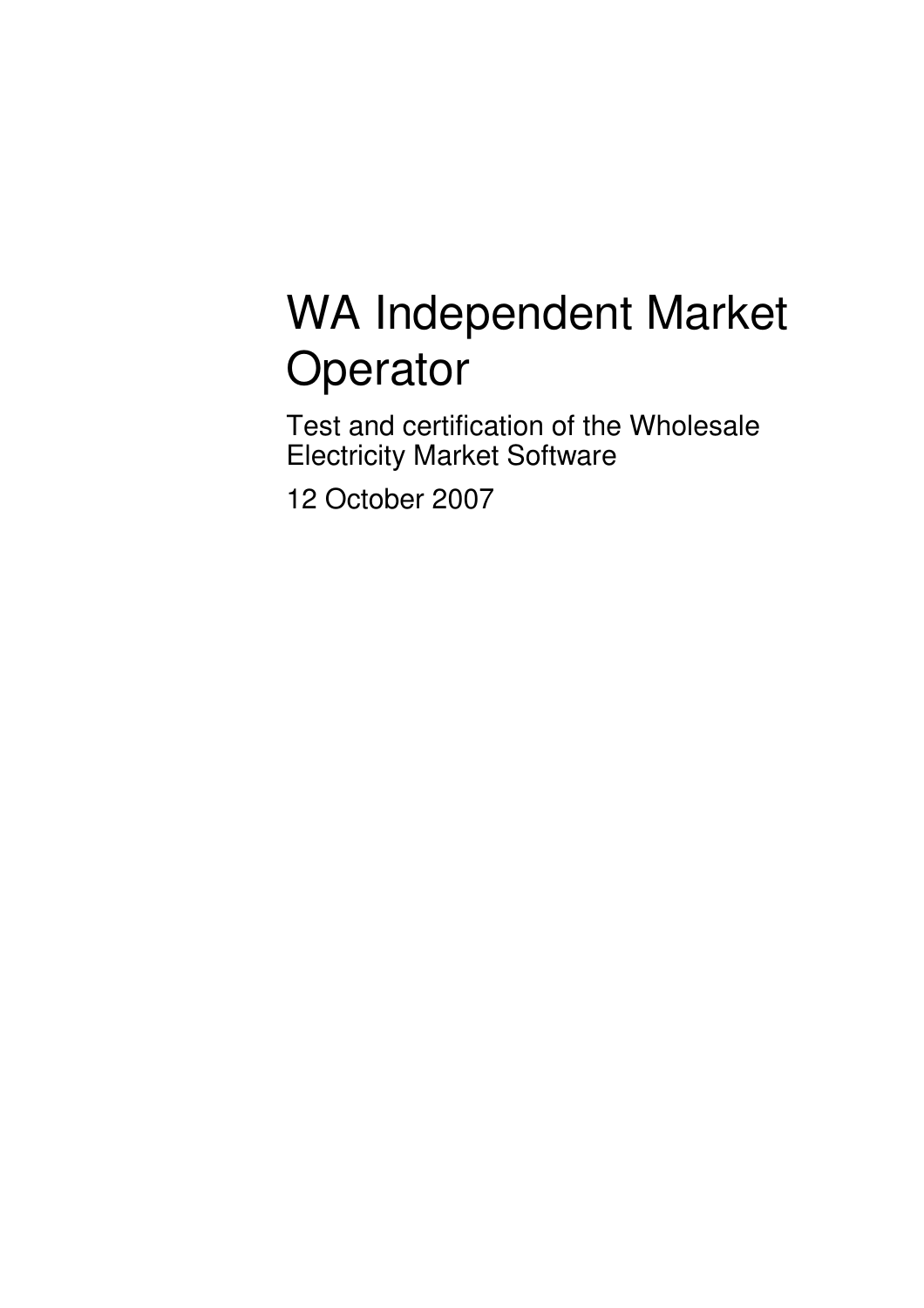# WA Independent Market Operator

Test and certification of the Wholesale Electricity Market Software

12 October 2007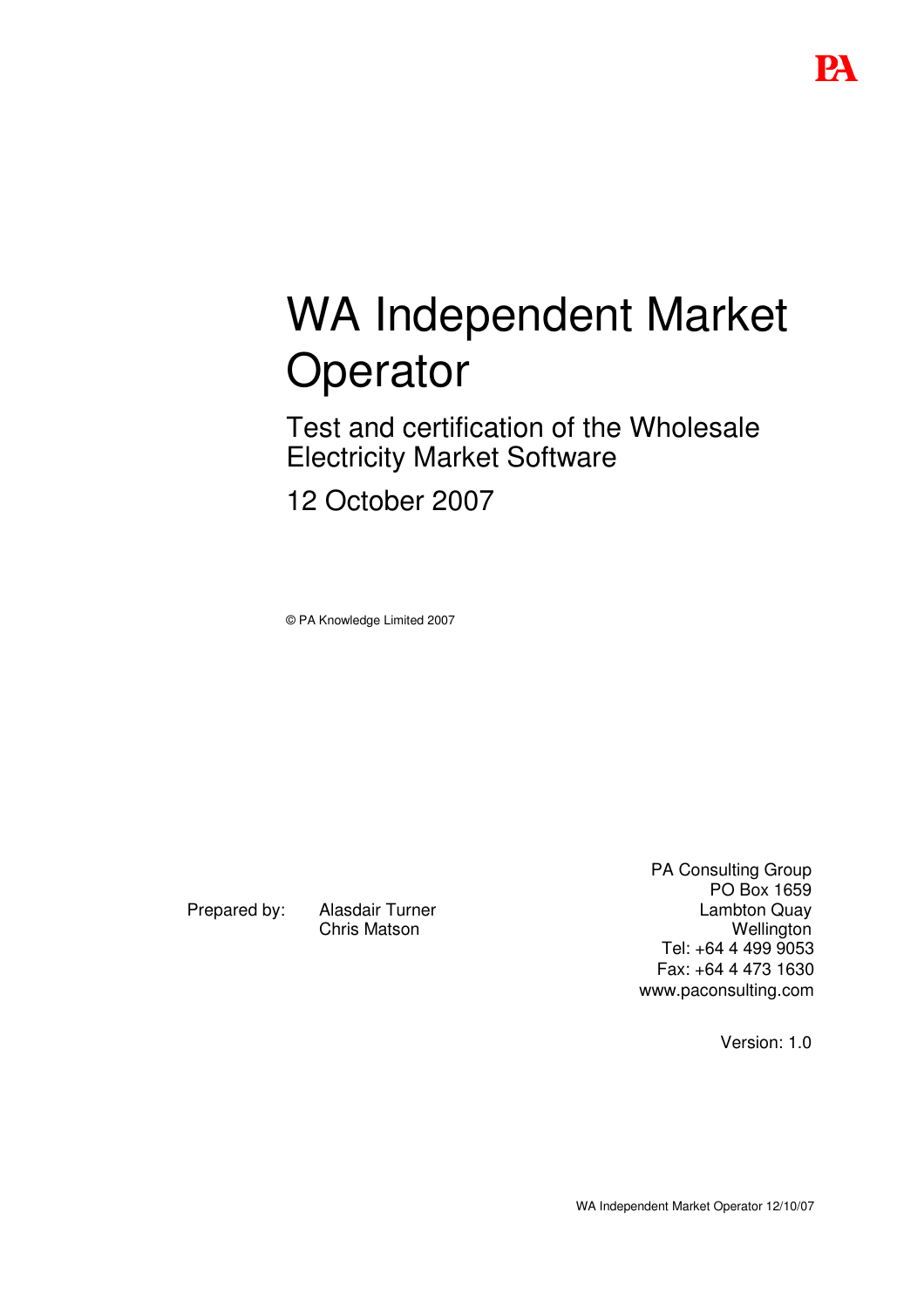# WA Independent Market Operator

## Test and certification of the Wholesale Electricity Market Software

12 October 2007

© PA Knowledge Limited 2007

Prepared by: Alasdair Turner
Chris Matson

PA Consulting Group
PO Box 1659
Lambton Quay
Wellington
Tel: +64 4 499 9053
Fax: +64 4 473 1630
www.paconsulting.com

Version: 1.0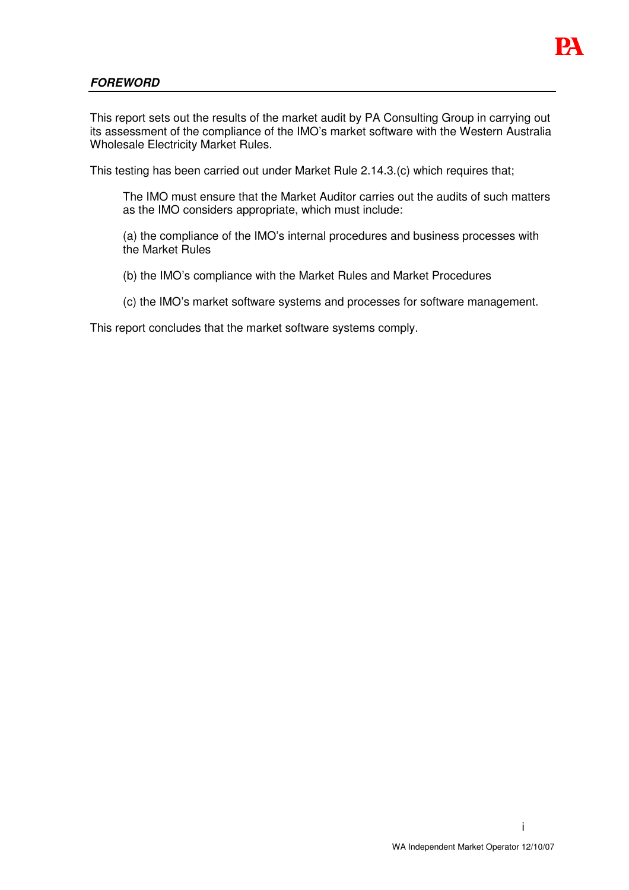***FOREWORD***

This report sets out the results of the market audit by PA Consulting Group in carrying out its assessment of the compliance of the IMO's market software with the Western Australia Wholesale Electricity Market Rules.

This testing has been carried out under Market Rule 2.14.3.(c) which requires that;

> The IMO must ensure that the Market Auditor carries out the audits of such matters as the IMO considers appropriate, which must include:
>
> (a) the compliance of the IMO's internal procedures and business processes with the Market Rules
>
> (b) the IMO's compliance with the Market Rules and Market Procedures
>
> (c) the IMO's market software systems and processes for software management.

This report concludes that the market software systems comply.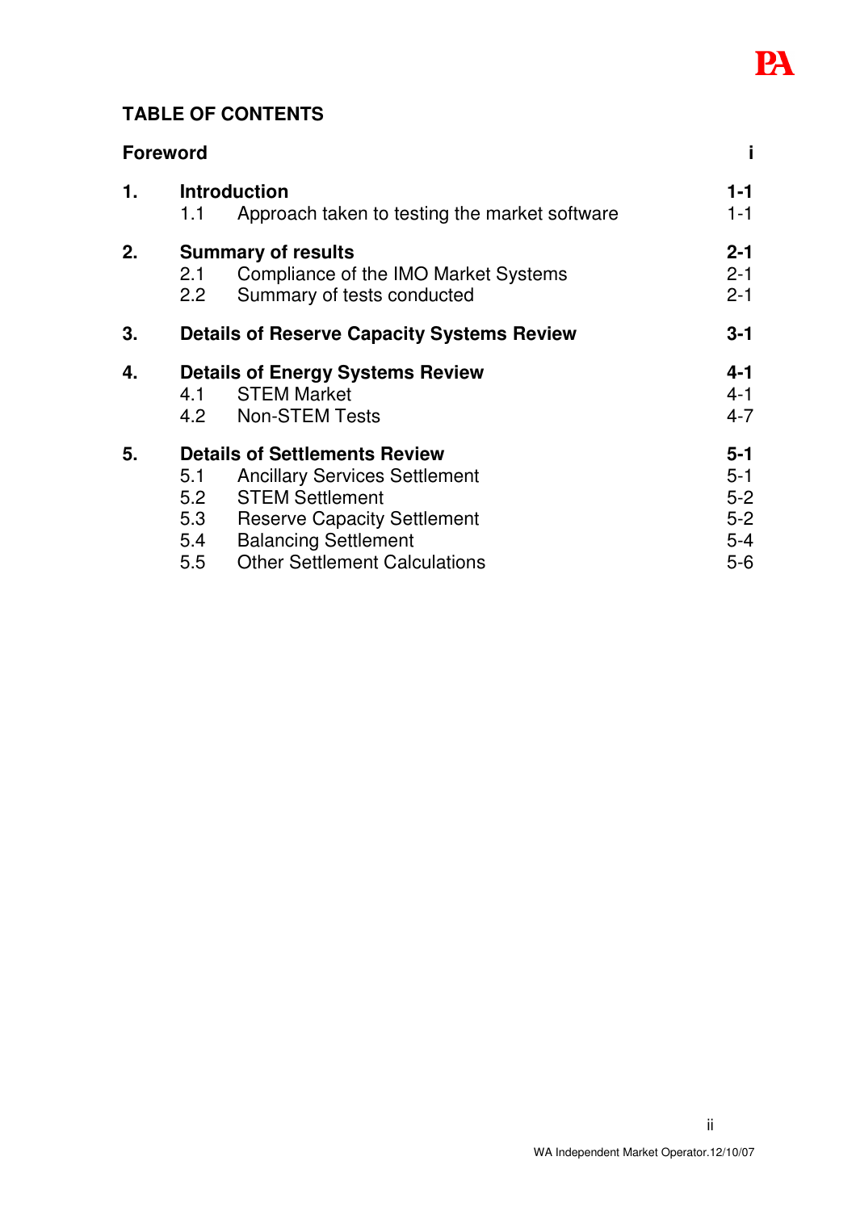## TABLE OF CONTENTS

| | | |
|---|---|---|
| **Foreword** | | **i** |
| **1.** | **Introduction** | **1-1** |
| | 1.1 Approach taken to testing the market software | 1-1 |
| **2.** | **Summary of results** | **2-1** |
| | 2.1 Compliance of the IMO Market Systems | 2-1 |
| | 2.2 Summary of tests conducted | 2-1 |
| **3.** | **Details of Reserve Capacity Systems Review** | **3-1** |
| **4.** | **Details of Energy Systems Review** | **4-1** |
| | 4.1 STEM Market | 4-1 |
| | 4.2 Non-STEM Tests | 4-7 |
| **5.** | **Details of Settlements Review** | **5-1** |
| | 5.1 Ancillary Services Settlement | 5-1 |
| | 5.2 STEM Settlement | 5-2 |
| | 5.3 Reserve Capacity Settlement | 5-2 |
| | 5.4 Balancing Settlement | 5-4 |
| | 5.5 Other Settlement Calculations | 5-6 |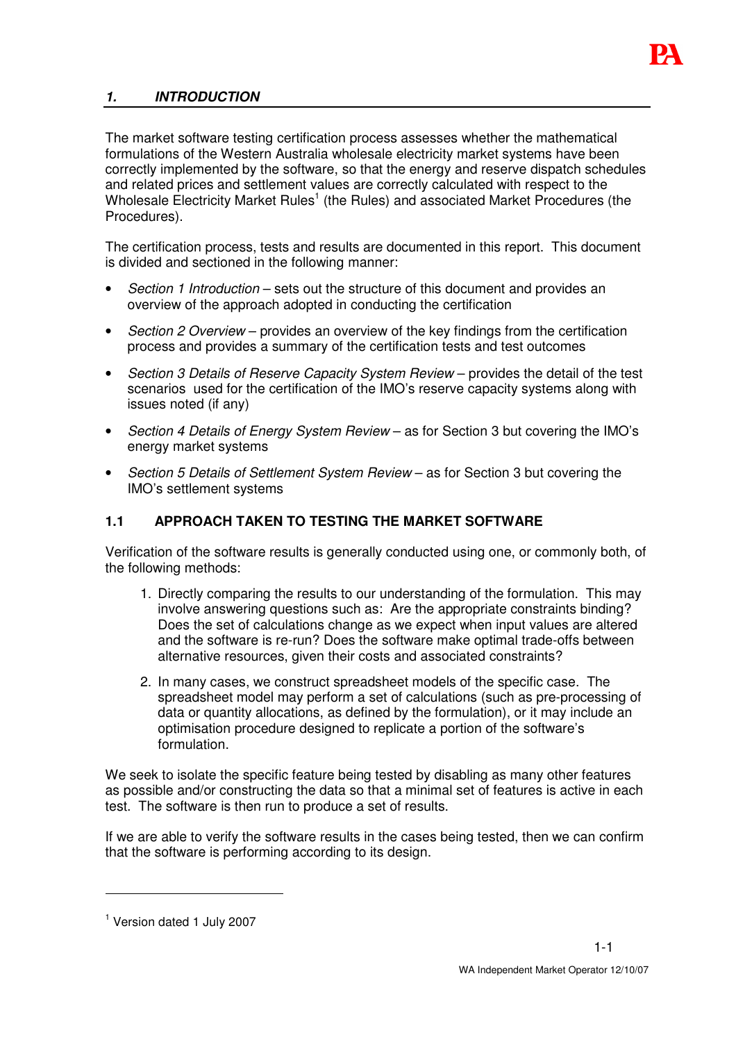## 1. INTRODUCTION

The market software testing certification process assesses whether the mathematical formulations of the Western Australia wholesale electricity market systems have been correctly implemented by the software, so that the energy and reserve dispatch schedules and related prices and settlement values are correctly calculated with respect to the Wholesale Electricity Market Rules[1] (the Rules) and associated Market Procedures (the Procedures).

The certification process, tests and results are documented in this report. This document is divided and sectioned in the following manner:

- *Section 1 Introduction* – sets out the structure of this document and provides an overview of the approach adopted in conducting the certification
- *Section 2 Overview* – provides an overview of the key findings from the certification process and provides a summary of the certification tests and test outcomes
- *Section 3 Details of Reserve Capacity System Review* – provides the detail of the test scenarios used for the certification of the IMO's reserve capacity systems along with issues noted (if any)
- *Section 4 Details of Energy System Review* – as for Section 3 but covering the IMO's energy market systems
- *Section 5 Details of Settlement System Review* – as for Section 3 but covering the IMO's settlement systems

### 1.1 APPROACH TAKEN TO TESTING THE MARKET SOFTWARE

Verification of the software results is generally conducted using one, or commonly both, of the following methods:

1. Directly comparing the results to our understanding of the formulation. This may involve answering questions such as: Are the appropriate constraints binding? Does the set of calculations change as we expect when input values are altered and the software is re-run? Does the software make optimal trade-offs between alternative resources, given their costs and associated constraints?
2. In many cases, we construct spreadsheet models of the specific case. The spreadsheet model may perform a set of calculations (such as pre-processing of data or quantity allocations, as defined by the formulation), or it may include an optimisation procedure designed to replicate a portion of the software's formulation.

We seek to isolate the specific feature being tested by disabling as many other features as possible and/or constructing the data so that a minimal set of features is active in each test. The software is then run to produce a set of results.

If we are able to verify the software results in the cases being tested, then we can confirm that the software is performing according to its design.

[1] Version dated 1 July 2007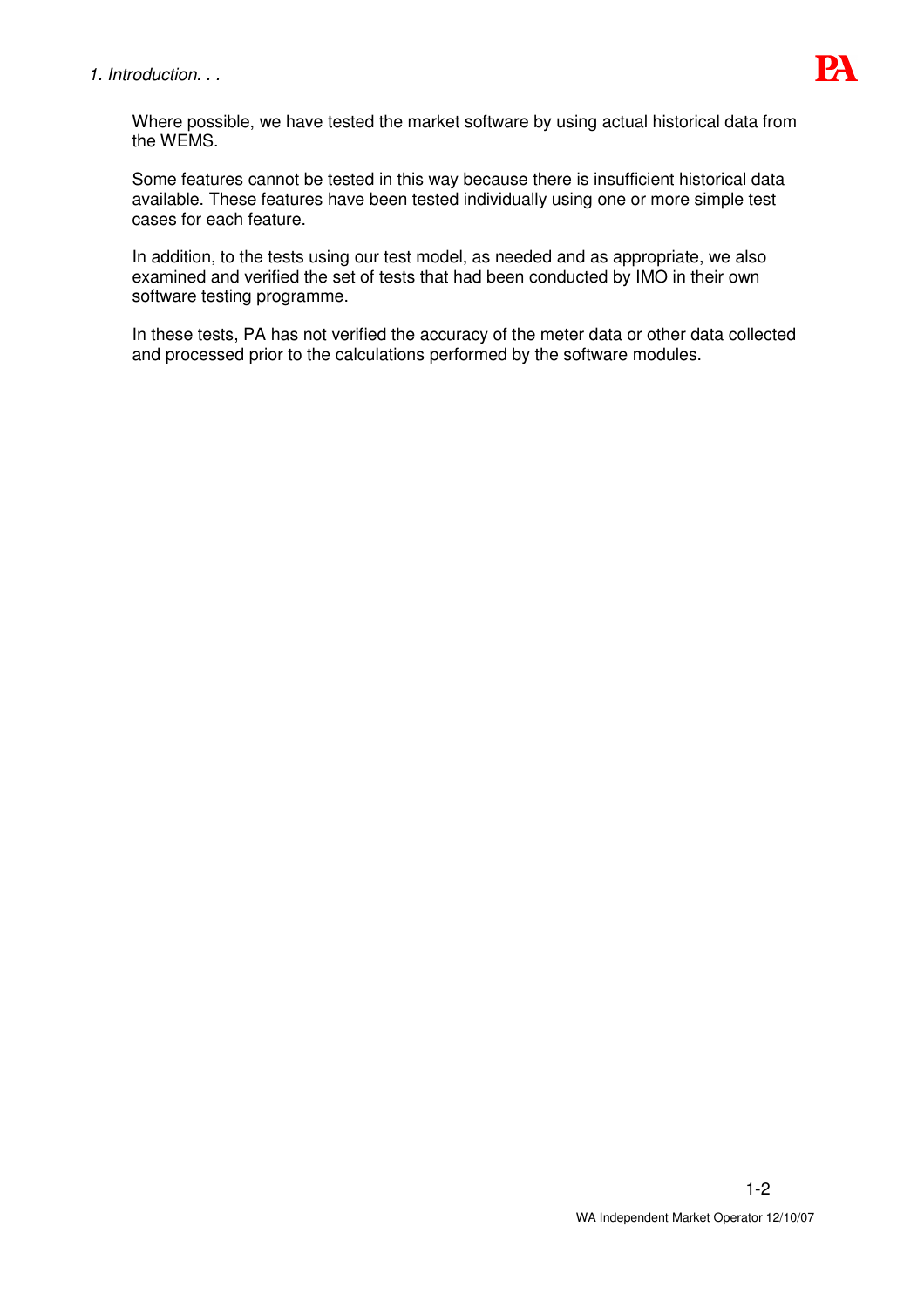Where possible, we have tested the market software by using actual historical data from the WEMS.

Some features cannot be tested in this way because there is insufficient historical data available. These features have been tested individually using one or more simple test cases for each feature.

In addition, to the tests using our test model, as needed and as appropriate, we also examined and verified the set of tests that had been conducted by IMO in their own software testing programme.

In these tests, PA has not verified the accuracy of the meter data or other data collected and processed prior to the calculations performed by the software modules.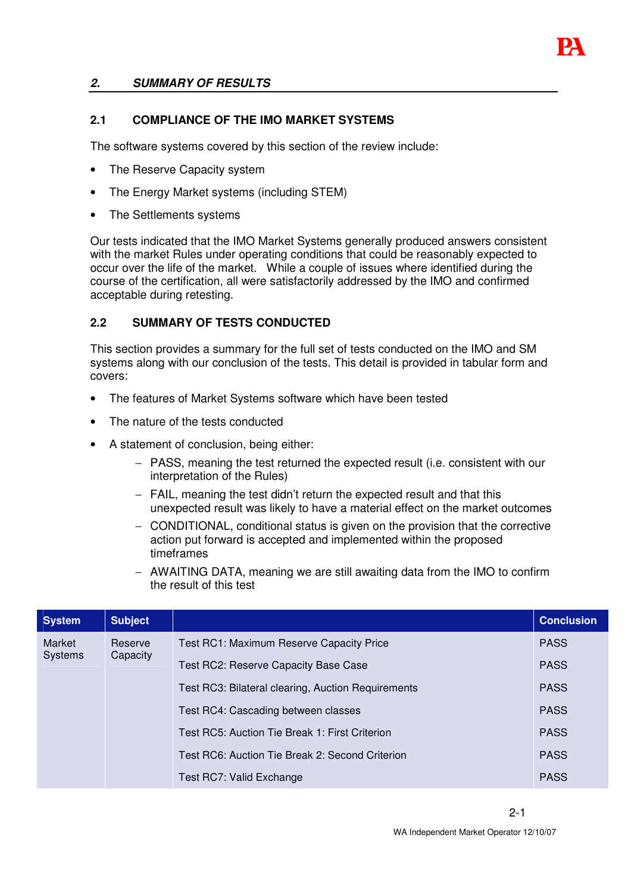## 2. SUMMARY OF RESULTS

### 2.1 COMPLIANCE OF THE IMO MARKET SYSTEMS

The software systems covered by this section of the review include:

- The Reserve Capacity system
- The Energy Market systems (including STEM)
- The Settlements systems

Our tests indicated that the IMO Market Systems generally produced answers consistent with the market Rules under operating conditions that could be reasonably expected to occur over the life of the market. While a couple of issues where identified during the course of the certification, all were satisfactorily addressed by the IMO and confirmed acceptable during retesting.

### 2.2 SUMMARY OF TESTS CONDUCTED

This section provides a summary for the full set of tests conducted on the IMO and SM systems along with our conclusion of the tests. This detail is provided in tabular form and covers:

- The features of Market Systems software which have been tested
- The nature of the tests conducted
- A statement of conclusion, being either:
  - PASS, meaning the test returned the expected result (i.e. consistent with our interpretation of the Rules)
  - FAIL, meaning the test didn't return the expected result and that this unexpected result was likely to have a material effect on the market outcomes
  - CONDITIONAL, conditional status is given on the provision that the corrective action put forward is accepted and implemented within the proposed timeframes
  - AWAITING DATA, meaning we are still awaiting data from the IMO to confirm the result of this test

| System | Subject | | Conclusion |
|---|---|---|---|
| Market Systems | Reserve Capacity | Test RC1: Maximum Reserve Capacity Price | PASS |
| | | Test RC2: Reserve Capacity Base Case | PASS |
| | | Test RC3: Bilateral clearing, Auction Requirements | PASS |
| | | Test RC4: Cascading between classes | PASS |
| | | Test RC5: Auction Tie Break 1: First Criterion | PASS |
| | | Test RC6: Auction Tie Break 2: Second Criterion | PASS |
| | | Test RC7: Valid Exchange | PASS |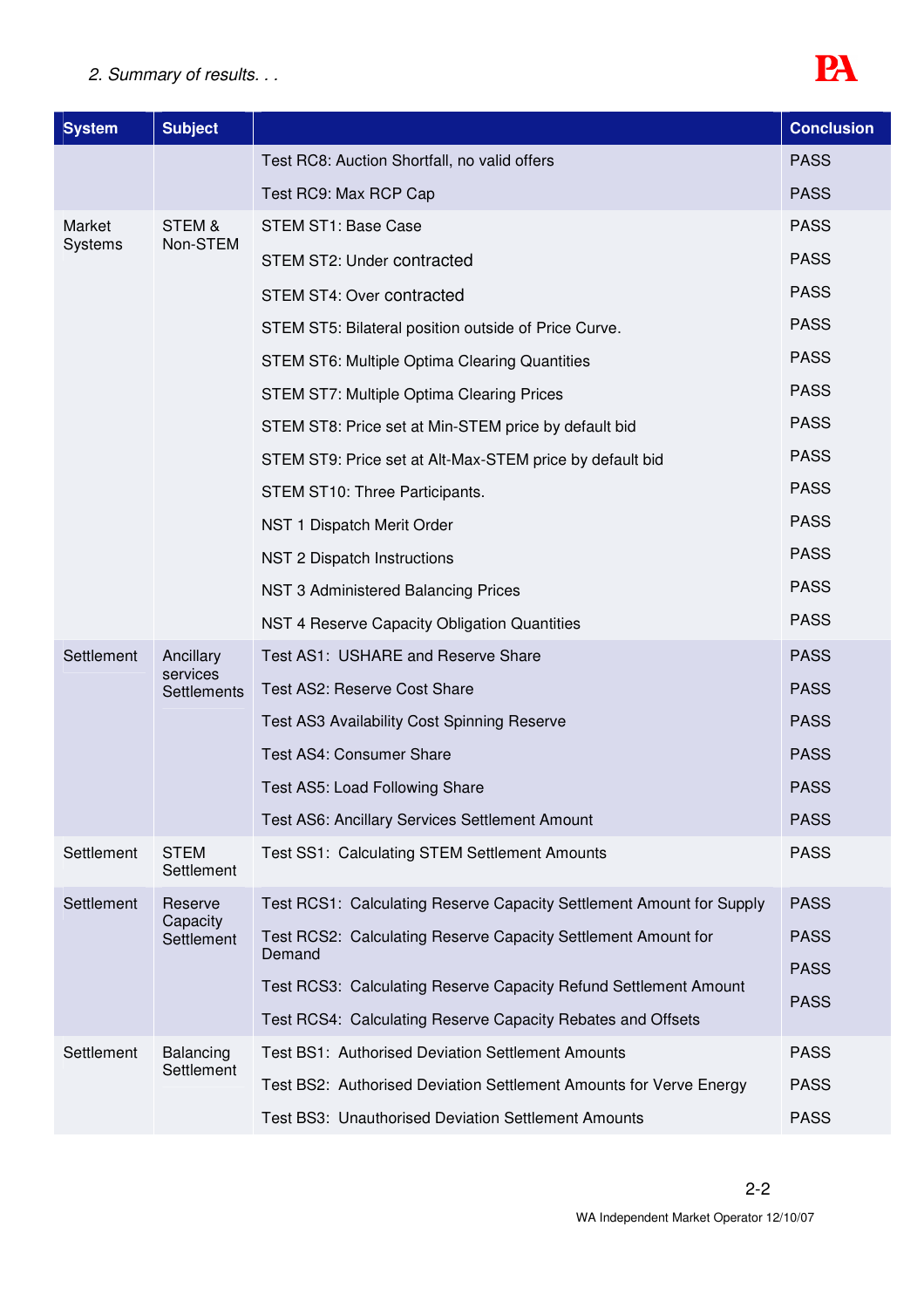*2. Summary of results. . .*

| System | Subject | | Conclusion |
|---|---|---|---|
| | | Test RC8: Auction Shortfall, no valid offers | PASS |
| | | Test RC9: Max RCP Cap | PASS |
| Market Systems | STEM & Non-STEM | STEM ST1: Base Case | PASS |
| | | STEM ST2: Under contracted | PASS |
| | | STEM ST4: Over contracted | PASS |
| | | STEM ST5: Bilateral position outside of Price Curve. | PASS |
| | | STEM ST6: Multiple Optima Clearing Quantities | PASS |
| | | STEM ST7: Multiple Optima Clearing Prices | PASS |
| | | STEM ST8: Price set at Min-STEM price by default bid | PASS |
| | | STEM ST9: Price set at Alt-Max-STEM price by default bid | PASS |
| | | STEM ST10: Three Participants. | PASS |
| | | NST 1 Dispatch Merit Order | PASS |
| | | NST 2 Dispatch Instructions | PASS |
| | | NST 3 Administered Balancing Prices | PASS |
| | | NST 4 Reserve Capacity Obligation Quantities | PASS |
| Settlement | Ancillary services Settlements | Test AS1: USHARE and Reserve Share | PASS |
| | | Test AS2: Reserve Cost Share | PASS |
| | | Test AS3 Availability Cost Spinning Reserve | PASS |
| | | Test AS4: Consumer Share | PASS |
| | | Test AS5: Load Following Share | PASS |
| | | Test AS6: Ancillary Services Settlement Amount | PASS |
| Settlement | STEM Settlement | Test SS1: Calculating STEM Settlement Amounts | PASS |
| Settlement | Reserve Capacity Settlement | Test RCS1: Calculating Reserve Capacity Settlement Amount for Supply | PASS |
| | | Test RCS2: Calculating Reserve Capacity Settlement Amount for Demand | PASS |
| | | Test RCS3: Calculating Reserve Capacity Refund Settlement Amount | PASS |
| | | Test RCS4: Calculating Reserve Capacity Rebates and Offsets | PASS |
| Settlement | Balancing Settlement | Test BS1: Authorised Deviation Settlement Amounts | PASS |
| | | Test BS2: Authorised Deviation Settlement Amounts for Verve Energy | PASS |
| | | Test BS3: Unauthorised Deviation Settlement Amounts | PASS |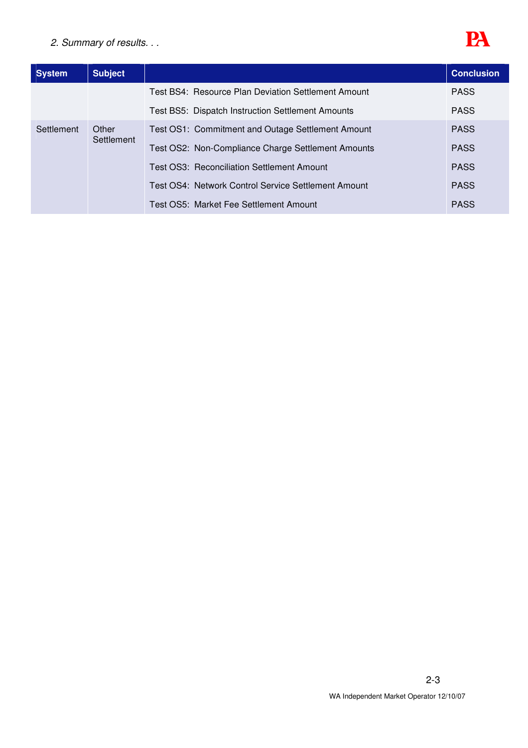*2. Summary of results. . .*

| System | Subject | | Conclusion |
|---|---|---|---|
| | | Test BS4: Resource Plan Deviation Settlement Amount | PASS |
| | | Test BS5: Dispatch Instruction Settlement Amounts | PASS |
| Settlement | Other Settlement | Test OS1: Commitment and Outage Settlement Amount | PASS |
| | | Test OS2: Non-Compliance Charge Settlement Amounts | PASS |
| | | Test OS3: Reconciliation Settlement Amount | PASS |
| | | Test OS4: Network Control Service Settlement Amount | PASS |
| | | Test OS5: Market Fee Settlement Amount | PASS |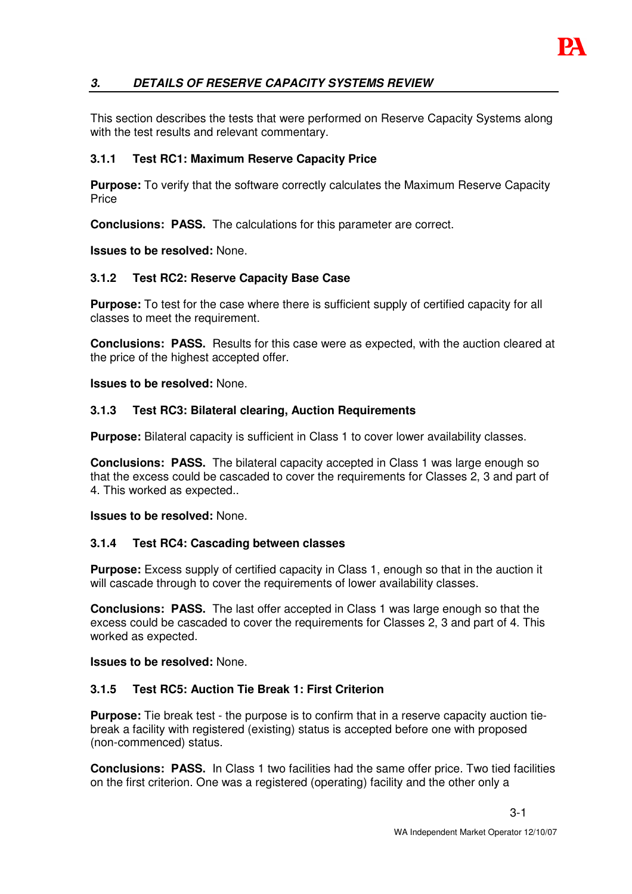## 3. DETAILS OF RESERVE CAPACITY SYSTEMS REVIEW

This section describes the tests that were performed on Reserve Capacity Systems along with the test results and relevant commentary.

### 3.1.1 Test RC1: Maximum Reserve Capacity Price

**Purpose:** To verify that the software correctly calculates the Maximum Reserve Capacity Price

**Conclusions: PASS.** The calculations for this parameter are correct.

**Issues to be resolved:** None.

### 3.1.2 Test RC2: Reserve Capacity Base Case

**Purpose:** To test for the case where there is sufficient supply of certified capacity for all classes to meet the requirement.

**Conclusions: PASS.** Results for this case were as expected, with the auction cleared at the price of the highest accepted offer.

**Issues to be resolved:** None.

### 3.1.3 Test RC3: Bilateral clearing, Auction Requirements

**Purpose:** Bilateral capacity is sufficient in Class 1 to cover lower availability classes.

**Conclusions: PASS.** The bilateral capacity accepted in Class 1 was large enough so that the excess could be cascaded to cover the requirements for Classes 2, 3 and part of 4. This worked as expected..

**Issues to be resolved:** None.

### 3.1.4 Test RC4: Cascading between classes

**Purpose:** Excess supply of certified capacity in Class 1, enough so that in the auction it will cascade through to cover the requirements of lower availability classes.

**Conclusions: PASS.** The last offer accepted in Class 1 was large enough so that the excess could be cascaded to cover the requirements for Classes 2, 3 and part of 4. This worked as expected.

**Issues to be resolved:** None.

### 3.1.5 Test RC5: Auction Tie Break 1: First Criterion

**Purpose:** Tie break test - the purpose is to confirm that in a reserve capacity auction tie-break a facility with registered (existing) status is accepted before one with proposed (non-commenced) status.

**Conclusions: PASS.** In Class 1 two facilities had the same offer price. Two tied facilities on the first criterion. One was a registered (operating) facility and the other only a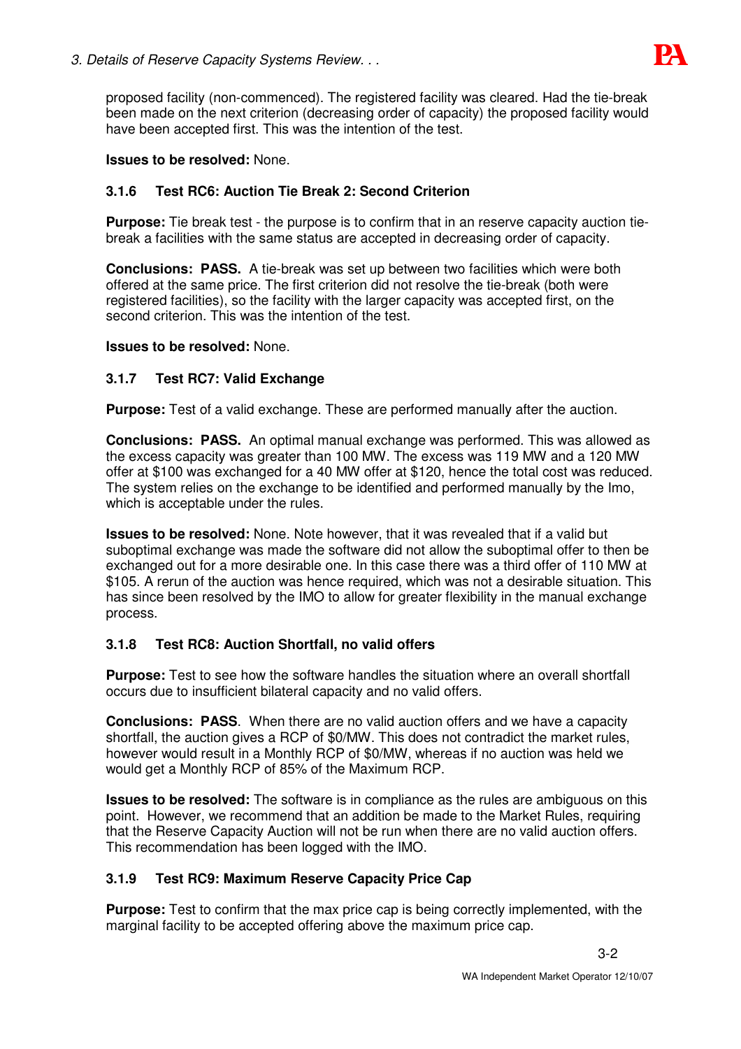proposed facility (non-commenced). The registered facility was cleared. Had the tie-break been made on the next criterion (decreasing order of capacity) the proposed facility would have been accepted first. This was the intention of the test.

**Issues to be resolved:** None.

### 3.1.6 Test RC6: Auction Tie Break 2: Second Criterion

**Purpose:** Tie break test - the purpose is to confirm that in an reserve capacity auction tie-break a facilities with the same status are accepted in decreasing order of capacity.

**Conclusions: PASS.** A tie-break was set up between two facilities which were both offered at the same price. The first criterion did not resolve the tie-break (both were registered facilities), so the facility with the larger capacity was accepted first, on the second criterion. This was the intention of the test.

**Issues to be resolved:** None.

### 3.1.7 Test RC7: Valid Exchange

**Purpose:** Test of a valid exchange. These are performed manually after the auction.

**Conclusions: PASS.** An optimal manual exchange was performed. This was allowed as the excess capacity was greater than 100 MW. The excess was 119 MW and a 120 MW offer at $100 was exchanged for a 40 MW offer at $120, hence the total cost was reduced. The system relies on the exchange to be identified and performed manually by the Imo, which is acceptable under the rules.

**Issues to be resolved:** None. Note however, that it was revealed that if a valid but suboptimal exchange was made the software did not allow the suboptimal offer to then be exchanged out for a more desirable one. In this case there was a third offer of 110 MW at $105. A rerun of the auction was hence required, which was not a desirable situation. This has since been resolved by the IMO to allow for greater flexibility in the manual exchange process.

### 3.1.8 Test RC8: Auction Shortfall, no valid offers

**Purpose:** Test to see how the software handles the situation where an overall shortfall occurs due to insufficient bilateral capacity and no valid offers.

**Conclusions: PASS**. When there are no valid auction offers and we have a capacity shortfall, the auction gives a RCP of $0/MW. This does not contradict the market rules, however would result in a Monthly RCP of $0/MW, whereas if no auction was held we would get a Monthly RCP of 85% of the Maximum RCP.

**Issues to be resolved:** The software is in compliance as the rules are ambiguous on this point. However, we recommend that an addition be made to the Market Rules, requiring that the Reserve Capacity Auction will not be run when there are no valid auction offers. This recommendation has been logged with the IMO.

### 3.1.9 Test RC9: Maximum Reserve Capacity Price Cap

**Purpose:** Test to confirm that the max price cap is being correctly implemented, with the marginal facility to be accepted offering above the maximum price cap.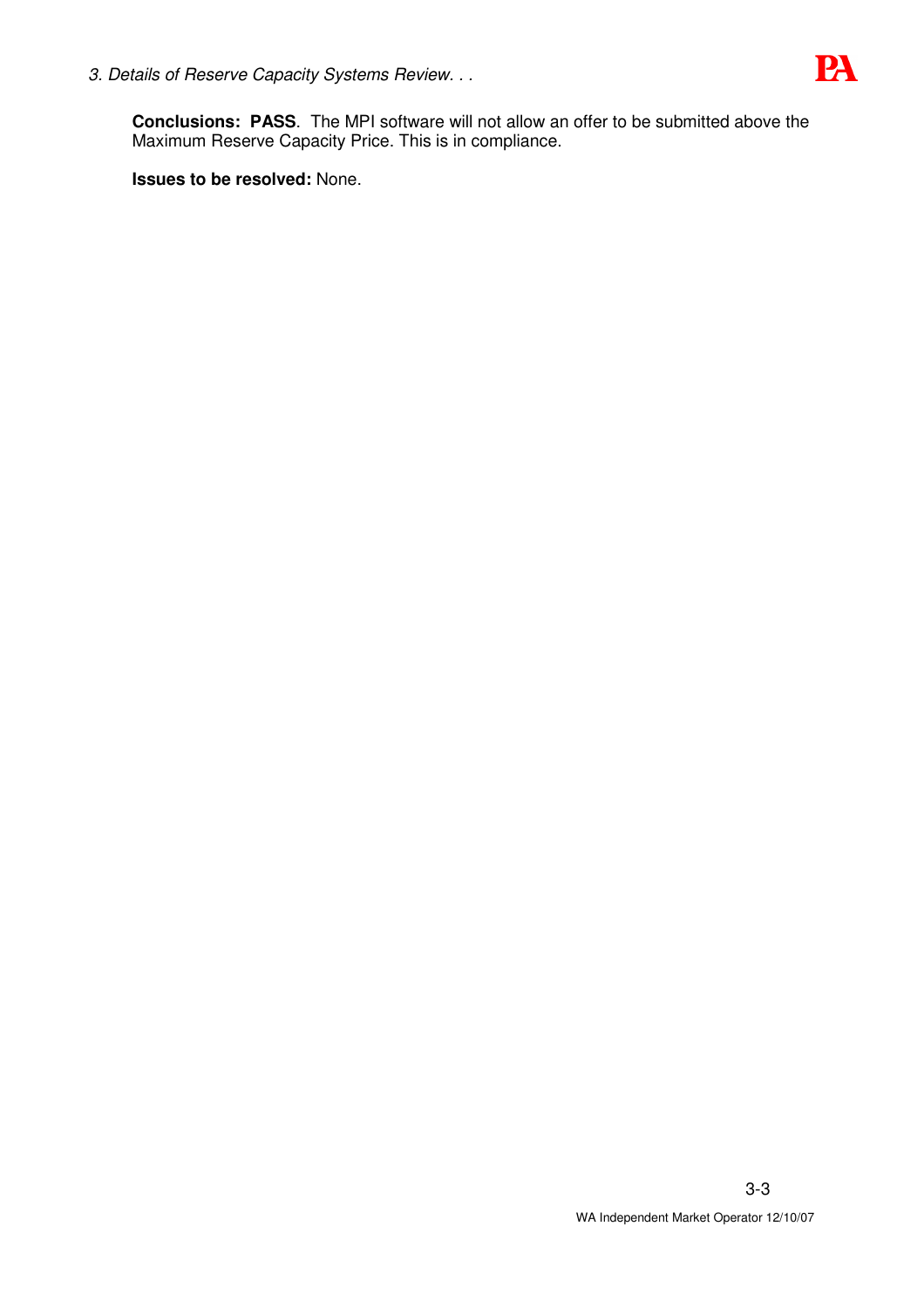**Conclusions: PASS**. The MPI software will not allow an offer to be submitted above the Maximum Reserve Capacity Price. This is in compliance.

**Issues to be resolved:** None.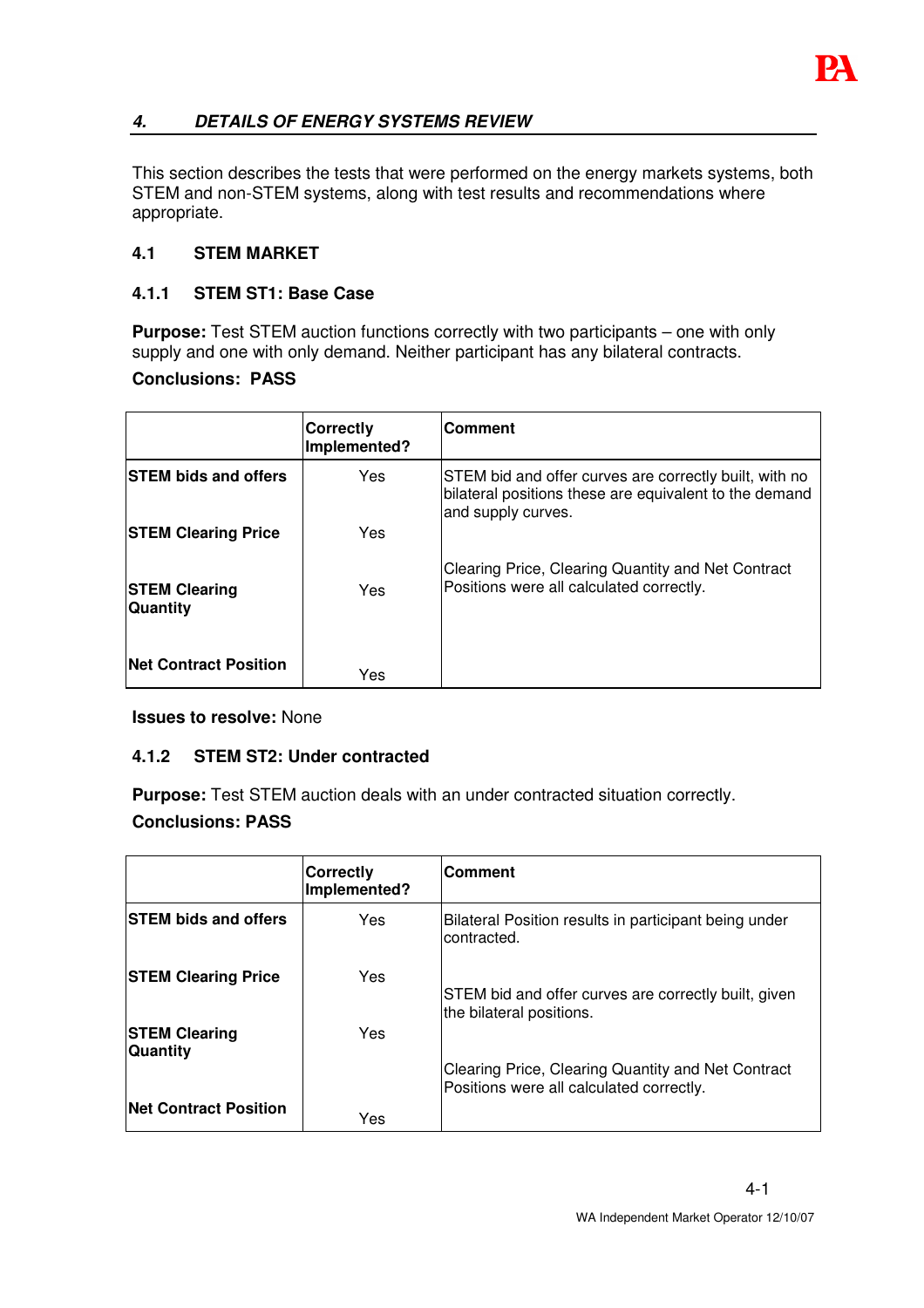## 4. DETAILS OF ENERGY SYSTEMS REVIEW

This section describes the tests that were performed on the energy markets systems, both STEM and non-STEM systems, along with test results and recommendations where appropriate.

### 4.1 STEM MARKET

#### 4.1.1 STEM ST1: Base Case

**Purpose:** Test STEM auction functions correctly with two participants – one with only supply and one with only demand. Neither participant has any bilateral contracts.

**Conclusions: PASS**

| | Correctly Implemented? | Comment |
|---|---|---|
| **STEM bids and offers** | Yes | STEM bid and offer curves are correctly built, with no bilateral positions these are equivalent to the demand and supply curves. |
| **STEM Clearing Price** | Yes | Clearing Price, Clearing Quantity and Net Contract Positions were all calculated correctly. |
| **STEM Clearing Quantity** | Yes | |
| **Net Contract Position** | Yes | |

**Issues to resolve:** None

#### 4.1.2 STEM ST2: Under contracted

**Purpose:** Test STEM auction deals with an under contracted situation correctly.

**Conclusions: PASS**

| | Correctly Implemented? | Comment |
|---|---|---|
| **STEM bids and offers** | Yes | Bilateral Position results in participant being under contracted. |
| **STEM Clearing Price** | Yes | STEM bid and offer curves are correctly built, given the bilateral positions. |
| **STEM Clearing Quantity** | Yes | Clearing Price, Clearing Quantity and Net Contract Positions were all calculated correctly. |
| **Net Contract Position** | Yes | |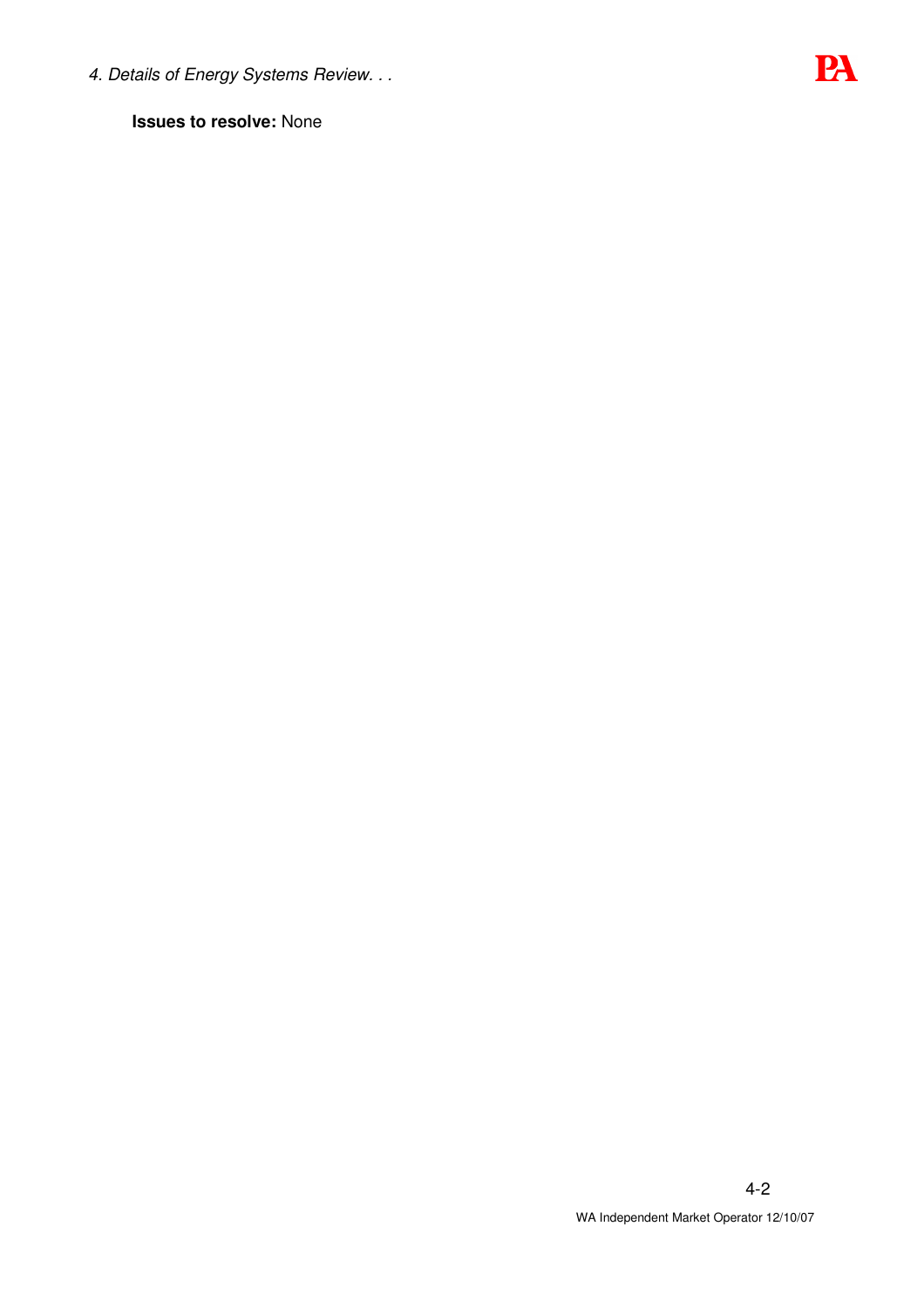**Issues to resolve:** None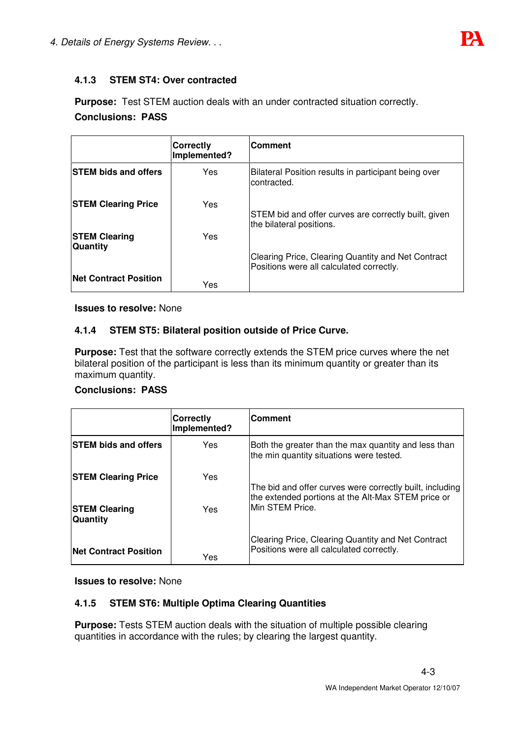### 4.1.3 STEM ST4: Over contracted

**Purpose:** Test STEM auction deals with an under contracted situation correctly.

**Conclusions: PASS**

| | Correctly Implemented? | Comment |
|---|---|---|
| **STEM bids and offers** | Yes | Bilateral Position results in participant being over contracted. |
| **STEM Clearing Price** | Yes | STEM bid and offer curves are correctly built, given the bilateral positions. |
| **STEM Clearing Quantity** | Yes | Clearing Price, Clearing Quantity and Net Contract Positions were all calculated correctly. |
| **Net Contract Position** | Yes | |

**Issues to resolve:** None

### 4.1.4 STEM ST5: Bilateral position outside of Price Curve.

**Purpose:** Test that the software correctly extends the STEM price curves where the net bilateral position of the participant is less than its minimum quantity or greater than its maximum quantity.

**Conclusions: PASS**

| | Correctly Implemented? | Comment |
|---|---|---|
| **STEM bids and offers** | Yes | Both the greater than the max quantity and less than the min quantity situations were tested. |
| **STEM Clearing Price** | Yes | The bid and offer curves were correctly built, including the extended portions at the Alt-Max STEM price or Min STEM Price. |
| **STEM Clearing Quantity** | Yes | Clearing Price, Clearing Quantity and Net Contract Positions were all calculated correctly. |
| **Net Contract Position** | Yes | |

**Issues to resolve:** None

### 4.1.5 STEM ST6: Multiple Optima Clearing Quantities

**Purpose:** Tests STEM auction deals with the situation of multiple possible clearing quantities in accordance with the rules; by clearing the largest quantity.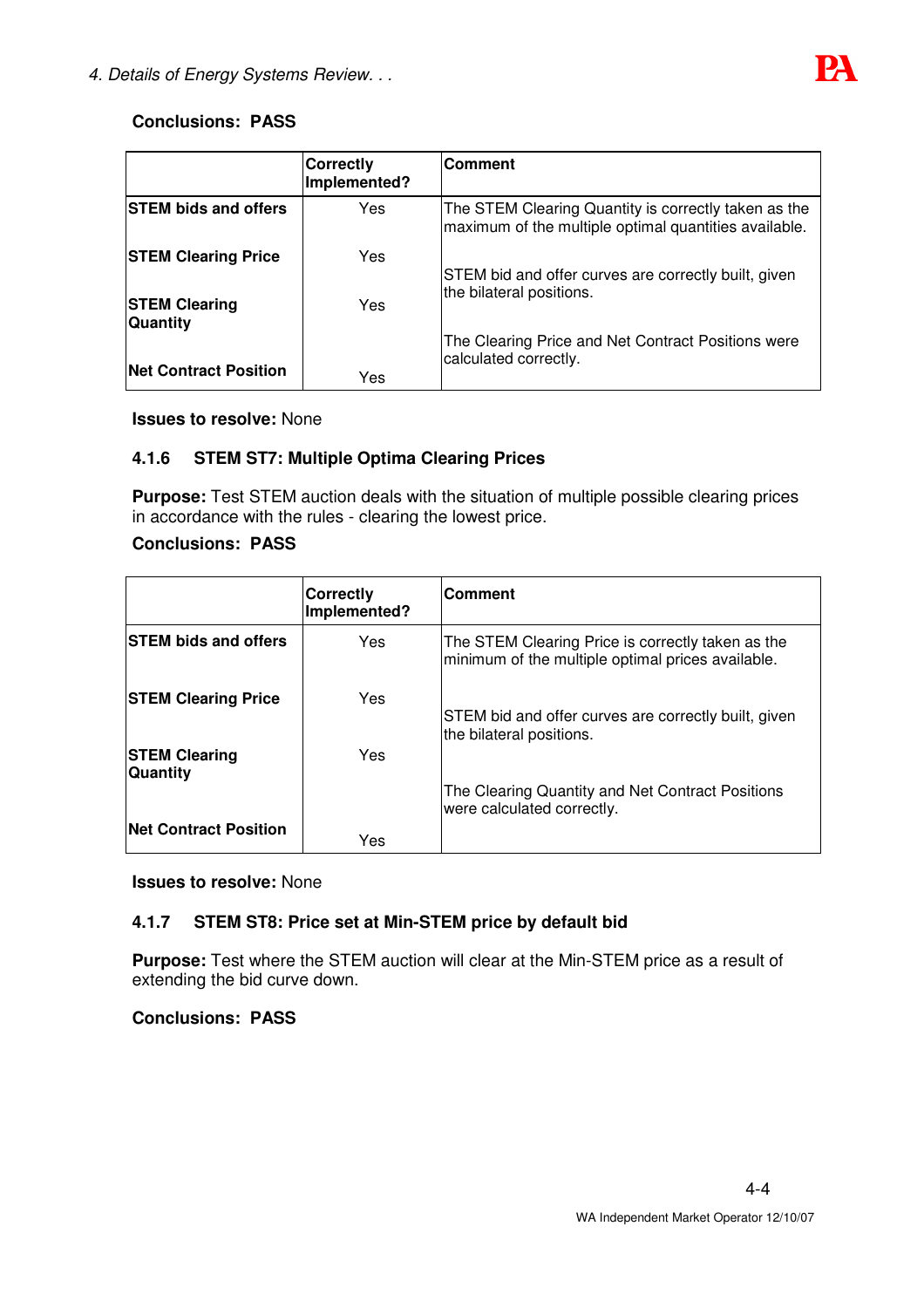**Conclusions: PASS**

| | Correctly Implemented? | Comment |
|---|---|---|
| **STEM bids and offers** | Yes | The STEM Clearing Quantity is correctly taken as the maximum of the multiple optimal quantities available. |
| **STEM Clearing Price** | Yes | STEM bid and offer curves are correctly built, given the bilateral positions. |
| **STEM Clearing Quantity** | Yes | The Clearing Price and Net Contract Positions were calculated correctly. |
| **Net Contract Position** | Yes | |

**Issues to resolve:** None

### 4.1.6 STEM ST7: Multiple Optima Clearing Prices

**Purpose:** Test STEM auction deals with the situation of multiple possible clearing prices in accordance with the rules - clearing the lowest price.

**Conclusions: PASS**

| | Correctly Implemented? | Comment |
|---|---|---|
| **STEM bids and offers** | Yes | The STEM Clearing Price is correctly taken as the minimum of the multiple optimal prices available. |
| **STEM Clearing Price** | Yes | STEM bid and offer curves are correctly built, given the bilateral positions. |
| **STEM Clearing Quantity** | Yes | The Clearing Quantity and Net Contract Positions were calculated correctly. |
| **Net Contract Position** | Yes | |

**Issues to resolve:** None

### 4.1.7 STEM ST8: Price set at Min-STEM price by default bid

**Purpose:** Test where the STEM auction will clear at the Min-STEM price as a result of extending the bid curve down.

**Conclusions: PASS**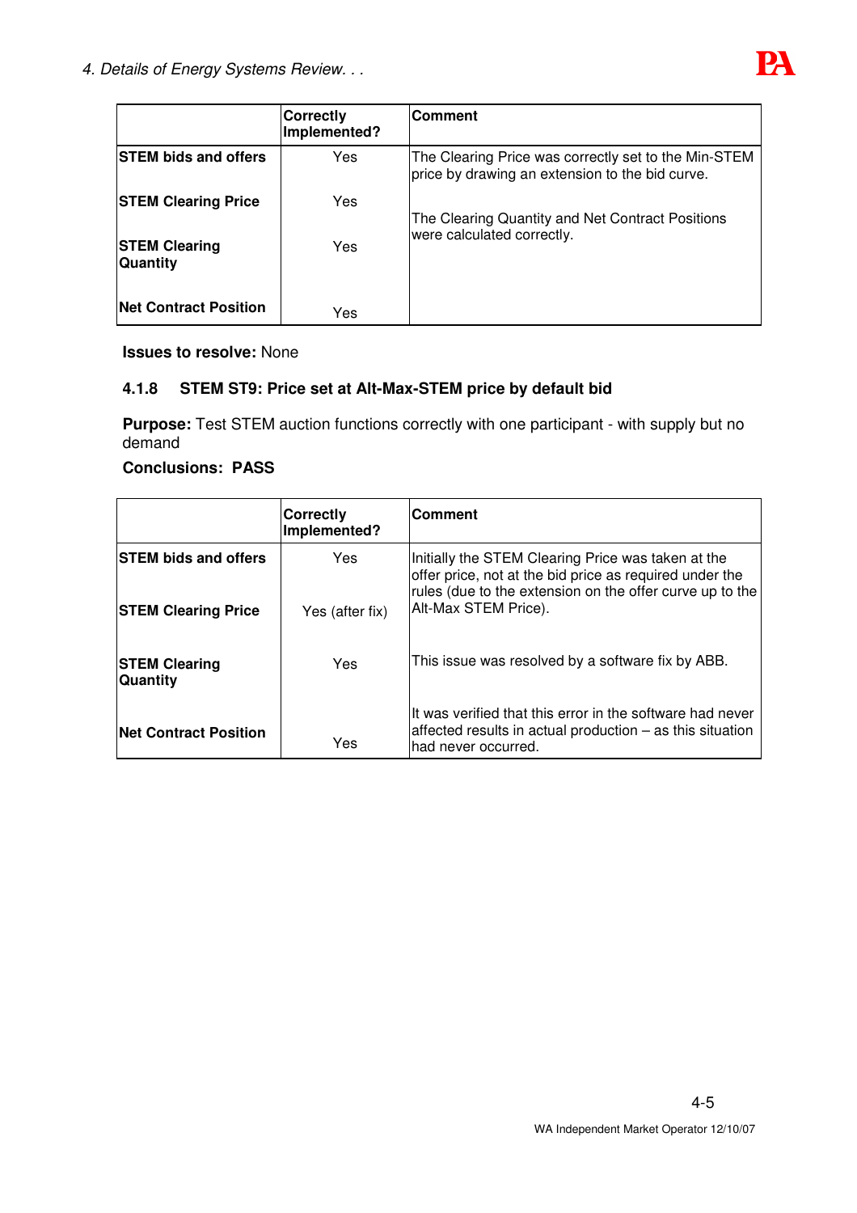| | Correctly Implemented? | Comment |
|---|---|---|
| **STEM bids and offers** | Yes | The Clearing Price was correctly set to the Min-STEM price by drawing an extension to the bid curve. |
| **STEM Clearing Price** | Yes | The Clearing Quantity and Net Contract Positions were calculated correctly. |
| **STEM Clearing Quantity** | Yes | |
| **Net Contract Position** | Yes | |

**Issues to resolve:** None

### 4.1.8 STEM ST9: Price set at Alt-Max-STEM price by default bid

**Purpose:** Test STEM auction functions correctly with one participant - with supply but no demand

**Conclusions: PASS**

| | Correctly Implemented? | Comment |
|---|---|---|
| **STEM bids and offers** | Yes | Initially the STEM Clearing Price was taken at the offer price, not at the bid price as required under the rules (due to the extension on the offer curve up to the Alt-Max STEM Price). |
| **STEM Clearing Price** | Yes (after fix) | |
| **STEM Clearing Quantity** | Yes | This issue was resolved by a software fix by ABB. |
| **Net Contract Position** | Yes | It was verified that this error in the software had never affected results in actual production – as this situation had never occurred. |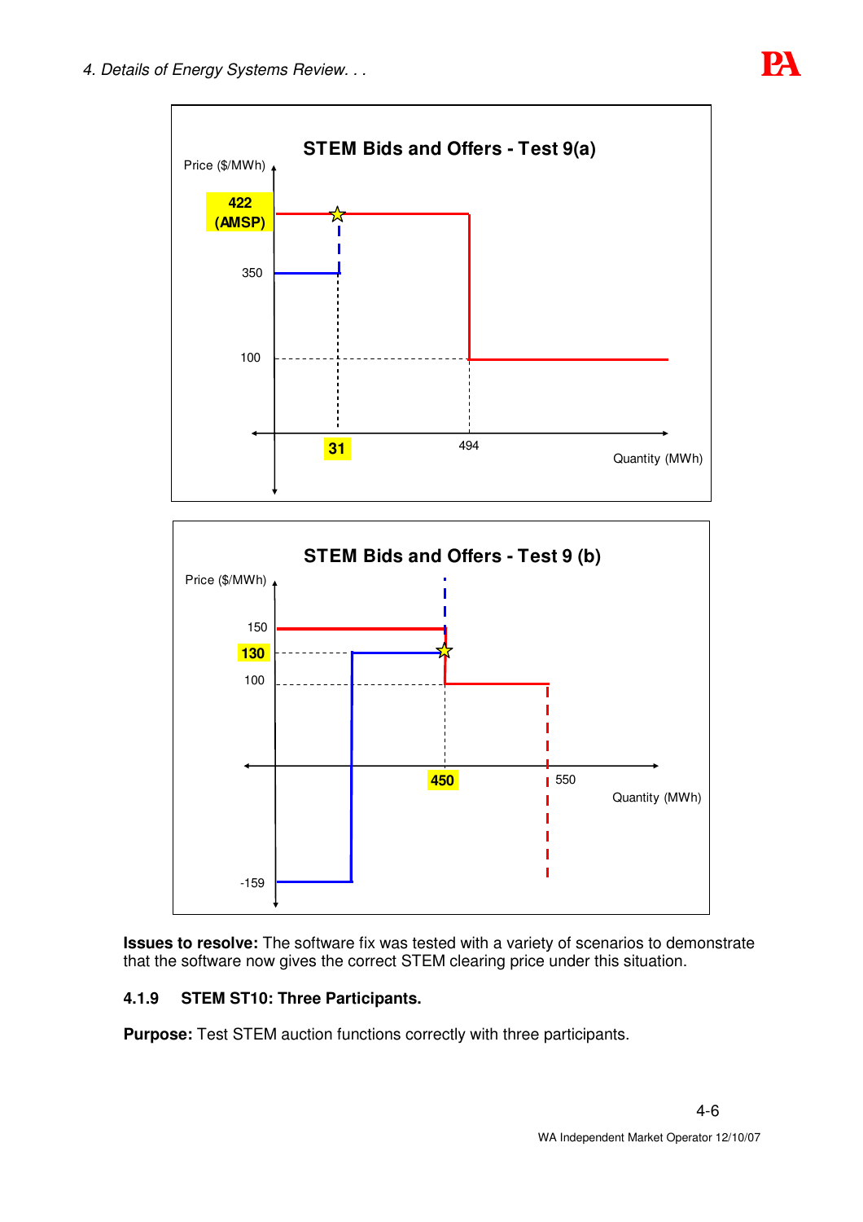**STEM Bids and Offers - Test 9(a)**

Price ($/MWh)

422 (AMSP)

350

100

31

494

Quantity (MWh)

**STEM Bids and Offers - Test 9 (b)**

Price ($/MWh)

150

130

100

-159

450

550

Quantity (MWh)

**Issues to resolve:** The software fix was tested with a variety of scenarios to demonstrate that the software now gives the correct STEM clearing price under this situation.

#### 4.1.9 STEM ST10: Three Participants.

**Purpose:** Test STEM auction functions correctly with three participants.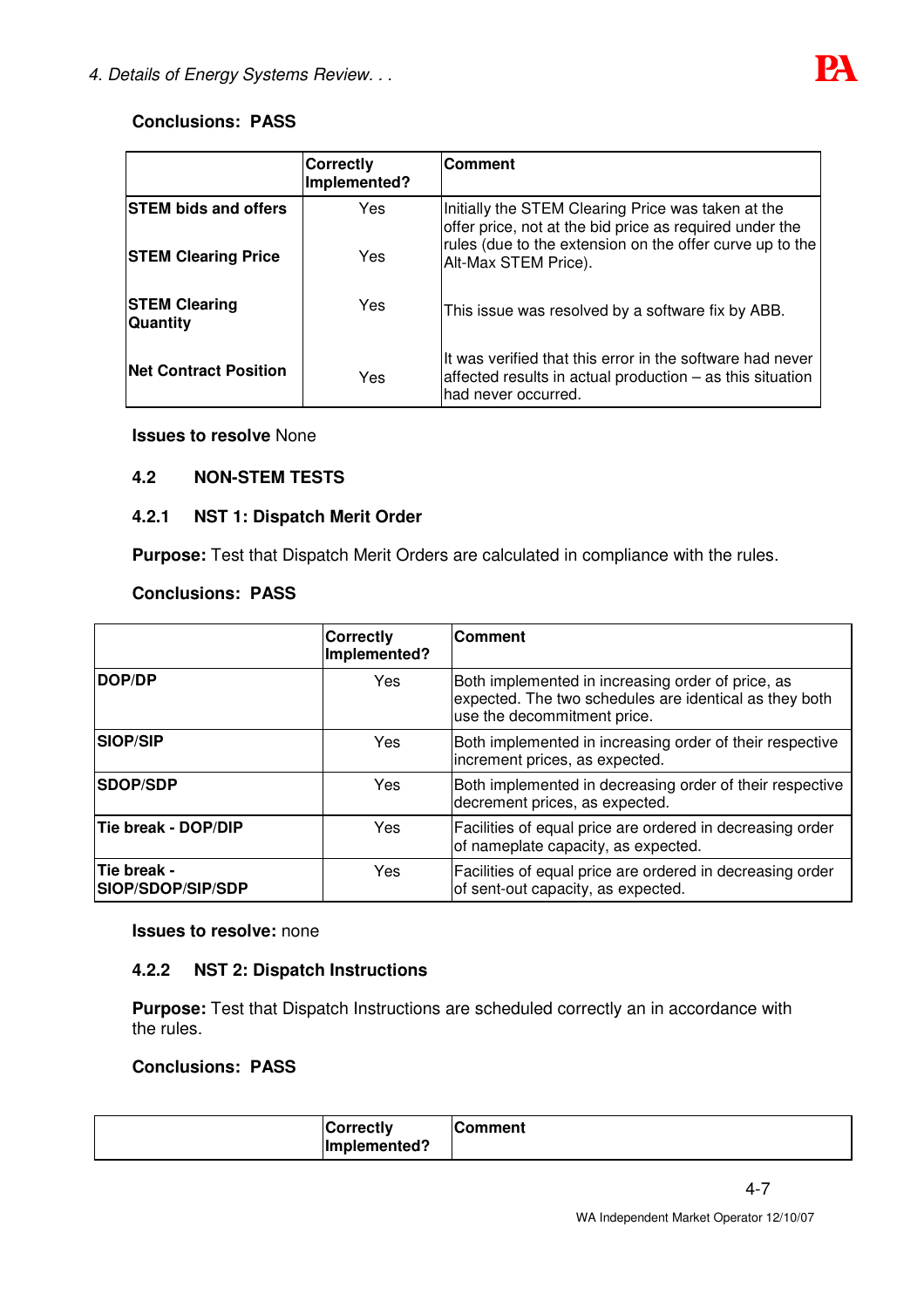**Conclusions: PASS**

| | Correctly Implemented? | Comment |
|---|---|---|
| **STEM bids and offers** | Yes | Initially the STEM Clearing Price was taken at the offer price, not at the bid price as required under the rules (due to the extension on the offer curve up to the Alt-Max STEM Price). |
| **STEM Clearing Price** | Yes | |
| **STEM Clearing Quantity** | Yes | This issue was resolved by a software fix by ABB. |
| **Net Contract Position** | Yes | It was verified that this error in the software had never affected results in actual production – as this situation had never occurred. |

**Issues to resolve** None

## 4.2 NON-STEM TESTS

### 4.2.1 NST 1: Dispatch Merit Order

**Purpose:** Test that Dispatch Merit Orders are calculated in compliance with the rules.

**Conclusions: PASS**

| | Correctly Implemented? | Comment |
|---|---|---|
| **DOP/DP** | Yes | Both implemented in increasing order of price, as expected. The two schedules are identical as they both use the decommitment price. |
| **SIOP/SIP** | Yes | Both implemented in increasing order of their respective increment prices, as expected. |
| **SDOP/SDP** | Yes | Both implemented in decreasing order of their respective decrement prices, as expected. |
| **Tie break - DOP/DIP** | Yes | Facilities of equal price are ordered in decreasing order of nameplate capacity, as expected. |
| **Tie break - SIOP/SDOP/SIP/SDP** | Yes | Facilities of equal price are ordered in decreasing order of sent-out capacity, as expected. |

**Issues to resolve:** none

### 4.2.2 NST 2: Dispatch Instructions

**Purpose:** Test that Dispatch Instructions are scheduled correctly an in accordance with the rules.

**Conclusions: PASS**

| | Correctly Implemented? | Comment |
|---|---|---|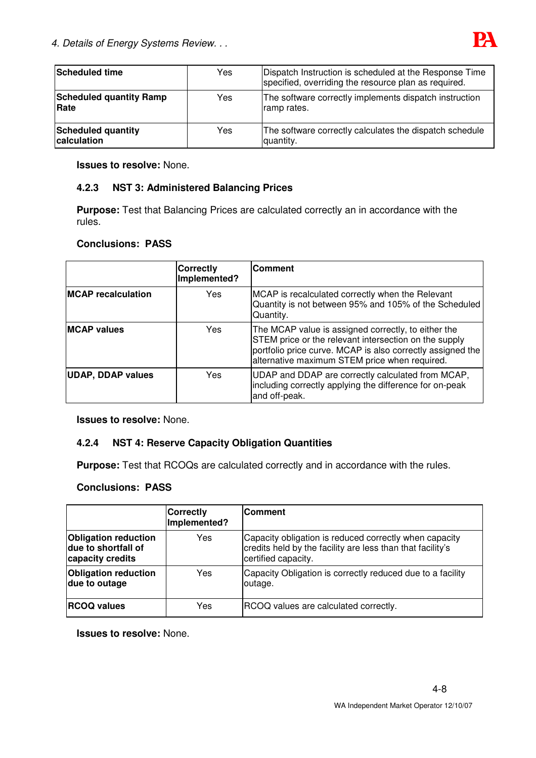| Scheduled time | Yes | Dispatch Instruction is scheduled at the Response Time specified, overriding the resource plan as required. |
|---|---|---|
| **Scheduled quantity Ramp Rate** | Yes | The software correctly implements dispatch instruction ramp rates. |
| **Scheduled quantity calculation** | Yes | The software correctly calculates the dispatch schedule quantity. |

**Issues to resolve:** None.

### 4.2.3 NST 3: Administered Balancing Prices

**Purpose:** Test that Balancing Prices are calculated correctly an in accordance with the rules.

**Conclusions: PASS**

| | Correctly Implemented? | Comment |
|---|---|---|
| **MCAP recalculation** | Yes | MCAP is recalculated correctly when the Relevant Quantity is not between 95% and 105% of the Scheduled Quantity. |
| **MCAP values** | Yes | The MCAP value is assigned correctly, to either the STEM price or the relevant intersection on the supply portfolio price curve. MCAP is also correctly assigned the alternative maximum STEM price when required. |
| **UDAP, DDAP values** | Yes | UDAP and DDAP are correctly calculated from MCAP, including correctly applying the difference for on-peak and off-peak. |

**Issues to resolve:** None.

### 4.2.4 NST 4: Reserve Capacity Obligation Quantities

**Purpose:** Test that RCOQs are calculated correctly and in accordance with the rules.

**Conclusions: PASS**

| | Correctly Implemented? | Comment |
|---|---|---|
| **Obligation reduction due to shortfall of capacity credits** | Yes | Capacity obligation is reduced correctly when capacity credits held by the facility are less than that facility's certified capacity. |
| **Obligation reduction due to outage** | Yes | Capacity Obligation is correctly reduced due to a facility outage. |
| **RCOQ values** | Yes | RCOQ values are calculated correctly. |

**Issues to resolve:** None.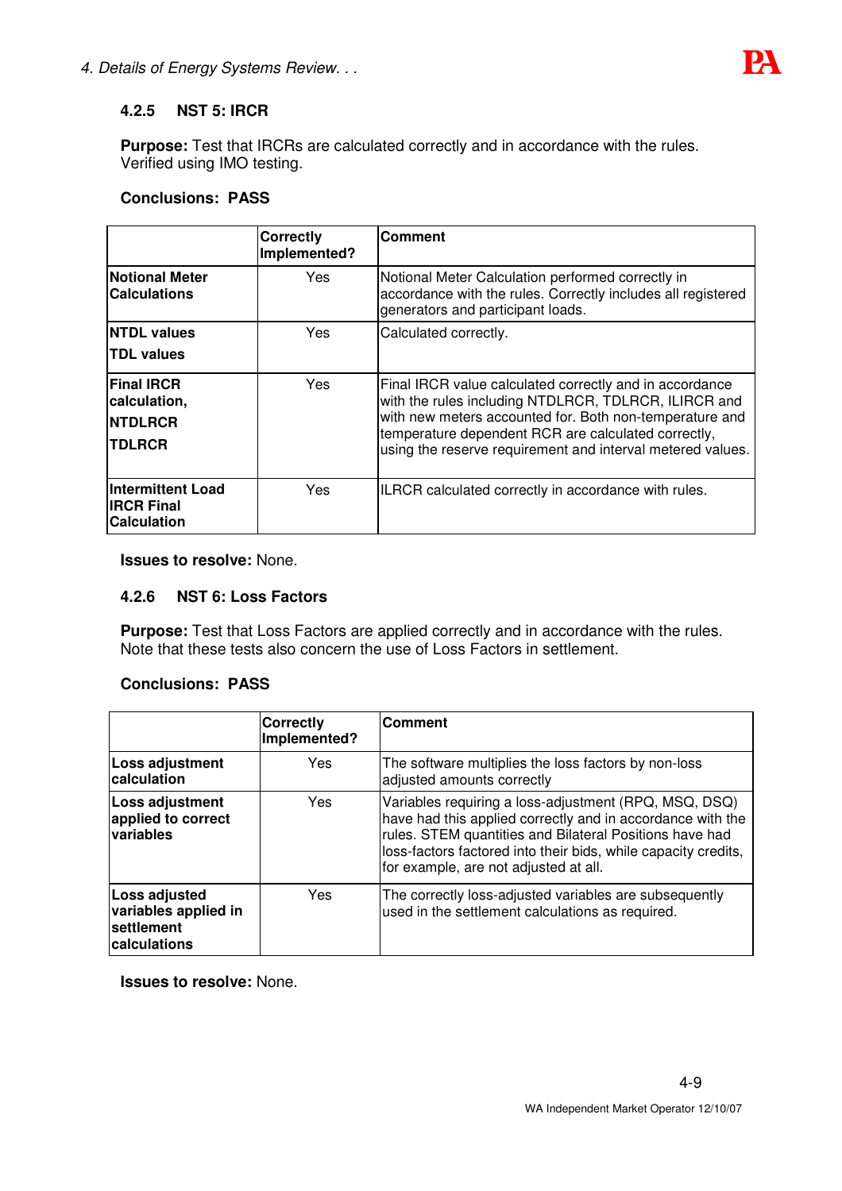### 4.2.5 NST 5: IRCR

**Purpose:** Test that IRCRs are calculated correctly and in accordance with the rules. Verified using IMO testing.

**Conclusions: PASS**

| | Correctly Implemented? | Comment |
|---|---|---|
| **Notional Meter Calculations** | Yes | Notional Meter Calculation performed correctly in accordance with the rules. Correctly includes all registered generators and participant loads. |
| **NTDL values**<br>**TDL values** | Yes | Calculated correctly. |
| **Final IRCR calculation,**<br>**NTDLRCR**<br>**TDLRCR** | Yes | Final IRCR value calculated correctly and in accordance with the rules including NTDLRCR, TDLRCR, ILIRCR and with new meters accounted for. Both non-temperature and temperature dependent RCR are calculated correctly, using the reserve requirement and interval metered values. |
| **Intermittent Load IRCR Final Calculation** | Yes | ILRCR calculated correctly in accordance with rules. |

**Issues to resolve:** None.

### 4.2.6 NST 6: Loss Factors

**Purpose:** Test that Loss Factors are applied correctly and in accordance with the rules. Note that these tests also concern the use of Loss Factors in settlement.

**Conclusions: PASS**

| | Correctly Implemented? | Comment |
|---|---|---|
| **Loss adjustment calculation** | Yes | The software multiplies the loss factors by non-loss adjusted amounts correctly |
| **Loss adjustment applied to correct variables** | Yes | Variables requiring a loss-adjustment (RPQ, MSQ, DSQ) have had this applied correctly and in accordance with the rules. STEM quantities and Bilateral Positions have had loss-factors factored into their bids, while capacity credits, for example, are not adjusted at all. |
| **Loss adjusted variables applied in settlement calculations** | Yes | The correctly loss-adjusted variables are subsequently used in the settlement calculations as required. |

**Issues to resolve:** None.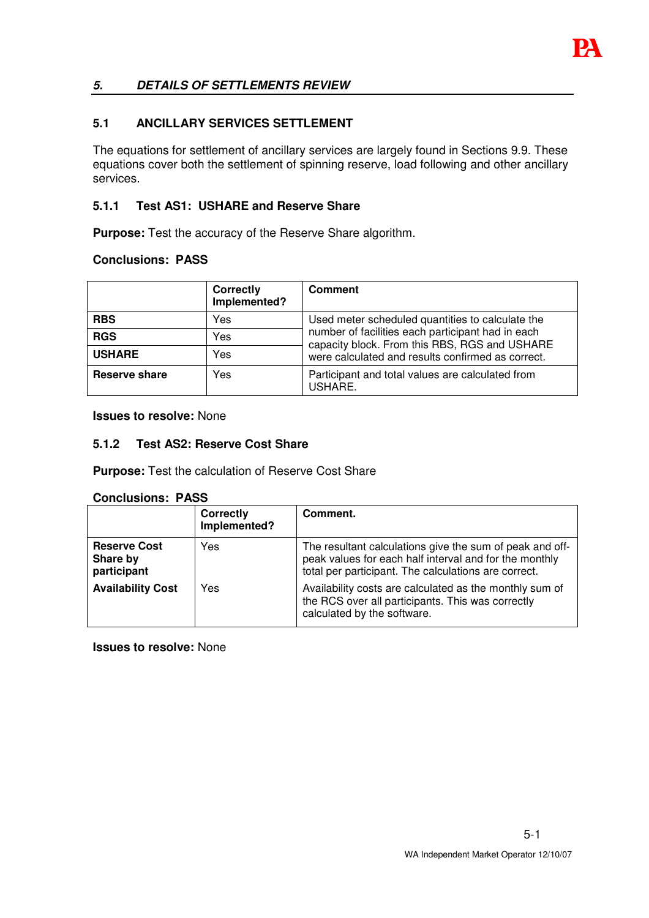## *5. DETAILS OF SETTLEMENTS REVIEW*

### 5.1 ANCILLARY SERVICES SETTLEMENT

The equations for settlement of ancillary services are largely found in Sections 9.9. These equations cover both the settlement of spinning reserve, load following and other ancillary services.

#### 5.1.1 Test AS1: USHARE and Reserve Share

**Purpose:** Test the accuracy of the Reserve Share algorithm.

**Conclusions: PASS**

| | **Correctly Implemented?** | **Comment** |
|---|---|---|
| **RBS** | Yes | Used meter scheduled quantities to calculate the number of facilities each participant had in each capacity block. From this RBS, RGS and USHARE were calculated and results confirmed as correct. |
| **RGS** | Yes | |
| **USHARE** | Yes | |
| **Reserve share** | Yes | Participant and total values are calculated from USHARE. |

**Issues to resolve:** None

#### 5.1.2 Test AS2: Reserve Cost Share

**Purpose:** Test the calculation of Reserve Cost Share

**Conclusions: PASS**

| | **Correctly Implemented?** | **Comment.** |
|---|---|---|
| **Reserve Cost Share by participant** | Yes | The resultant calculations give the sum of peak and off-peak values for each half interval and for the monthly total per participant. The calculations are correct. |
| **Availability Cost** | Yes | Availability costs are calculated as the monthly sum of the RCS over all participants. This was correctly calculated by the software. |

**Issues to resolve:** None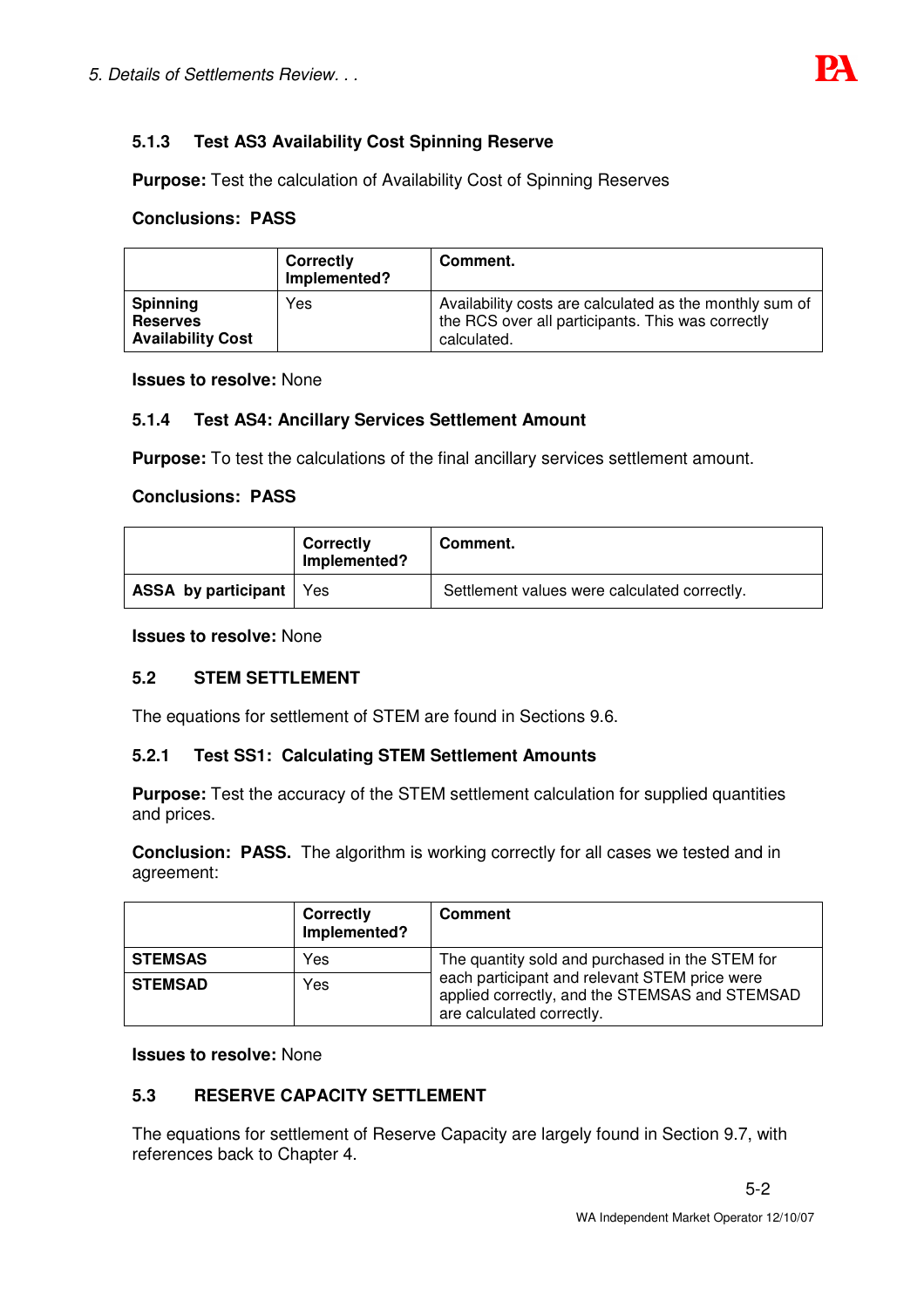### 5.1.3 Test AS3 Availability Cost Spinning Reserve

**Purpose:** Test the calculation of Availability Cost of Spinning Reserves

**Conclusions: PASS**

| | Correctly Implemented? | Comment. |
|---|---|---|
| **Spinning Reserves Availability Cost** | Yes | Availability costs are calculated as the monthly sum of the RCS over all participants. This was correctly calculated. |

**Issues to resolve:** None

### 5.1.4 Test AS4: Ancillary Services Settlement Amount

**Purpose:** To test the calculations of the final ancillary services settlement amount.

**Conclusions: PASS**

| | Correctly Implemented? | Comment. |
|---|---|---|
| **ASSA by participant** | Yes | Settlement values were calculated correctly. |

**Issues to resolve:** None

## 5.2 STEM SETTLEMENT

The equations for settlement of STEM are found in Sections 9.6.

### 5.2.1 Test SS1: Calculating STEM Settlement Amounts

**Purpose:** Test the accuracy of the STEM settlement calculation for supplied quantities and prices.

**Conclusion: PASS.** The algorithm is working correctly for all cases we tested and in agreement:

| | Correctly Implemented? | Comment |
|---|---|---|
| **STEMSAS** | Yes | The quantity sold and purchased in the STEM for each participant and relevant STEM price were applied correctly, and the STEMSAS and STEMSAD are calculated correctly. |
| **STEMSAD** | Yes | |

**Issues to resolve:** None

## 5.3 RESERVE CAPACITY SETTLEMENT

The equations for settlement of Reserve Capacity are largely found in Section 9.7, with references back to Chapter 4.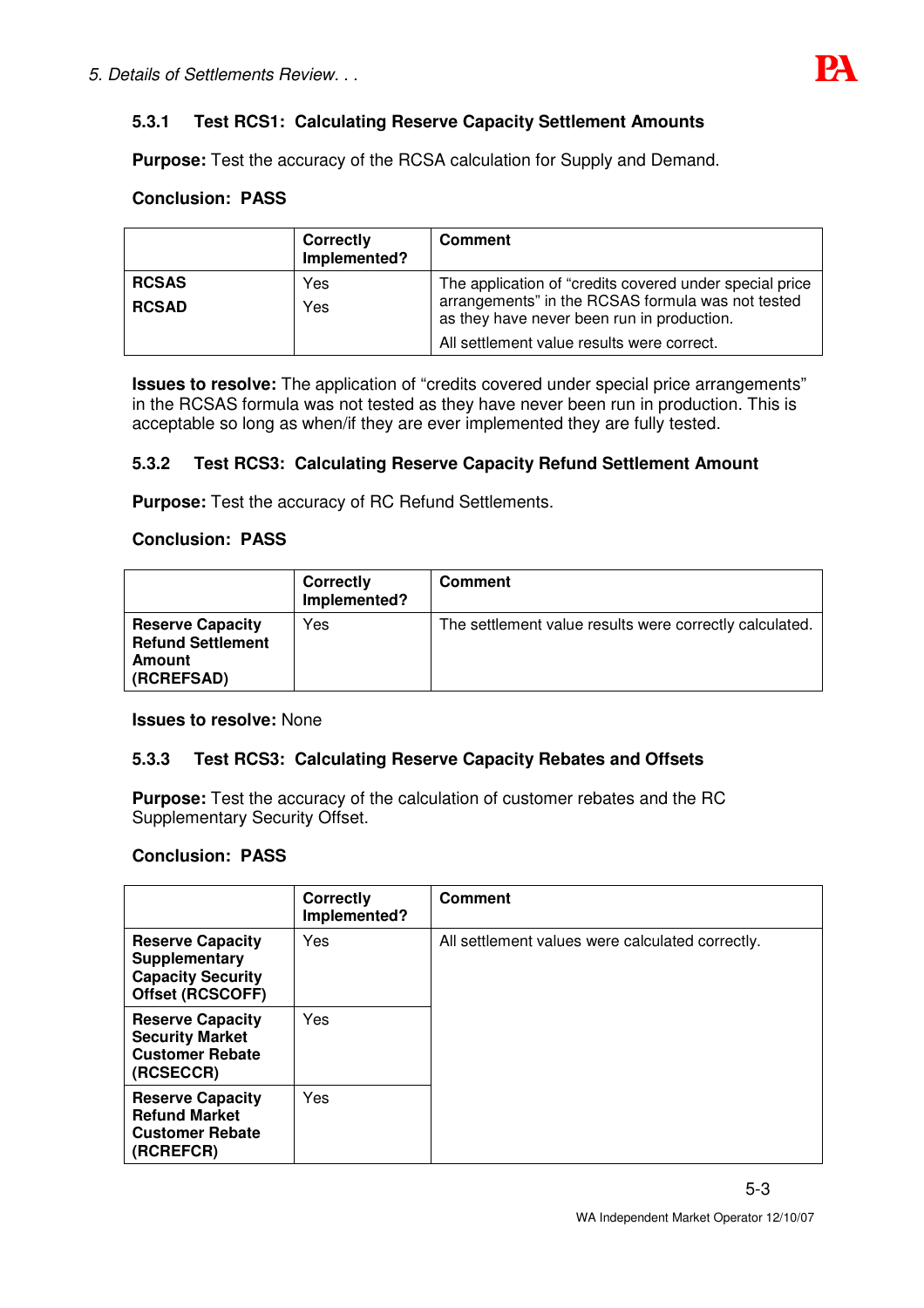### 5.3.1 Test RCS1: Calculating Reserve Capacity Settlement Amounts

**Purpose:** Test the accuracy of the RCSA calculation for Supply and Demand.

**Conclusion: PASS**

| | Correctly Implemented? | Comment |
|---|---|---|
| **RCSAS**<br>**RCSAD** | Yes<br>Yes | The application of "credits covered under special price arrangements" in the RCSAS formula was not tested as they have never been run in production.<br>All settlement value results were correct. |

**Issues to resolve:** The application of "credits covered under special price arrangements" in the RCSAS formula was not tested as they have never been run in production. This is acceptable so long as when/if they are ever implemented they are fully tested.

### 5.3.2 Test RCS3: Calculating Reserve Capacity Refund Settlement Amount

**Purpose:** Test the accuracy of RC Refund Settlements.

**Conclusion: PASS**

| | Correctly Implemented? | Comment |
|---|---|---|
| **Reserve Capacity Refund Settlement Amount (RCREFSAD)** | Yes | The settlement value results were correctly calculated. |

**Issues to resolve:** None

### 5.3.3 Test RCS3: Calculating Reserve Capacity Rebates and Offsets

**Purpose:** Test the accuracy of the calculation of customer rebates and the RC Supplementary Security Offset.

**Conclusion: PASS**

| | Correctly Implemented? | Comment |
|---|---|---|
| **Reserve Capacity Supplementary Capacity Security Offset (RCSCOFF)** | Yes | All settlement values were calculated correctly. |
| **Reserve Capacity Security Market Customer Rebate (RCSECCR)** | Yes | |
| **Reserve Capacity Refund Market Customer Rebate (RCREFCR)** | Yes | |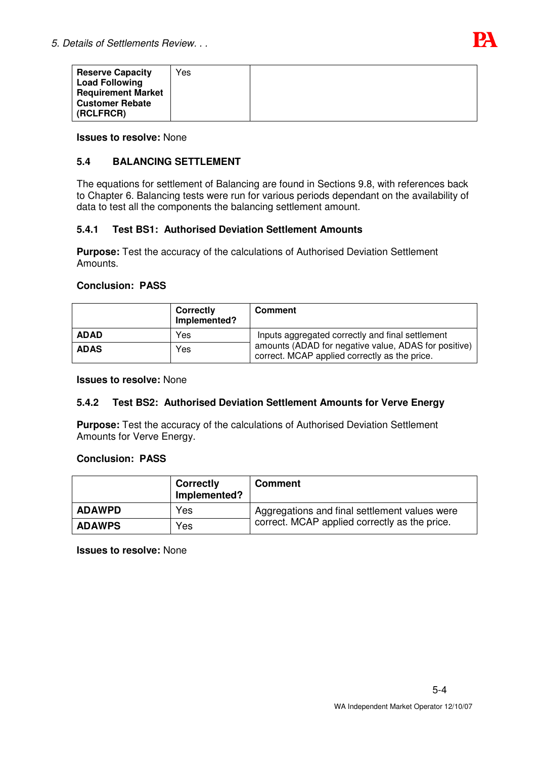| | | |
|---|---|---|
| **Reserve Capacity Load Following Requirement Market Customer Rebate (RCLFRCR)** | Yes | |

**Issues to resolve:** None

### 5.4 BALANCING SETTLEMENT

The equations for settlement of Balancing are found in Sections 9.8, with references back to Chapter 6. Balancing tests were run for various periods dependant on the availability of data to test all the components the balancing settlement amount.

#### 5.4.1 Test BS1: Authorised Deviation Settlement Amounts

**Purpose:** Test the accuracy of the calculations of Authorised Deviation Settlement Amounts.

**Conclusion: PASS**

| | Correctly Implemented? | Comment |
|---|---|---|
| **ADAD** | Yes | Inputs aggregated correctly and final settlement amounts (ADAD for negative value, ADAS for positive) correct. MCAP applied correctly as the price. |
| **ADAS** | Yes | |

**Issues to resolve:** None

#### 5.4.2 Test BS2: Authorised Deviation Settlement Amounts for Verve Energy

**Purpose:** Test the accuracy of the calculations of Authorised Deviation Settlement Amounts for Verve Energy.

**Conclusion: PASS**

| | Correctly Implemented? | Comment |
|---|---|---|
| **ADAWPD** | Yes | Aggregations and final settlement values were correct. MCAP applied correctly as the price. |
| **ADAWPS** | Yes | |

**Issues to resolve:** None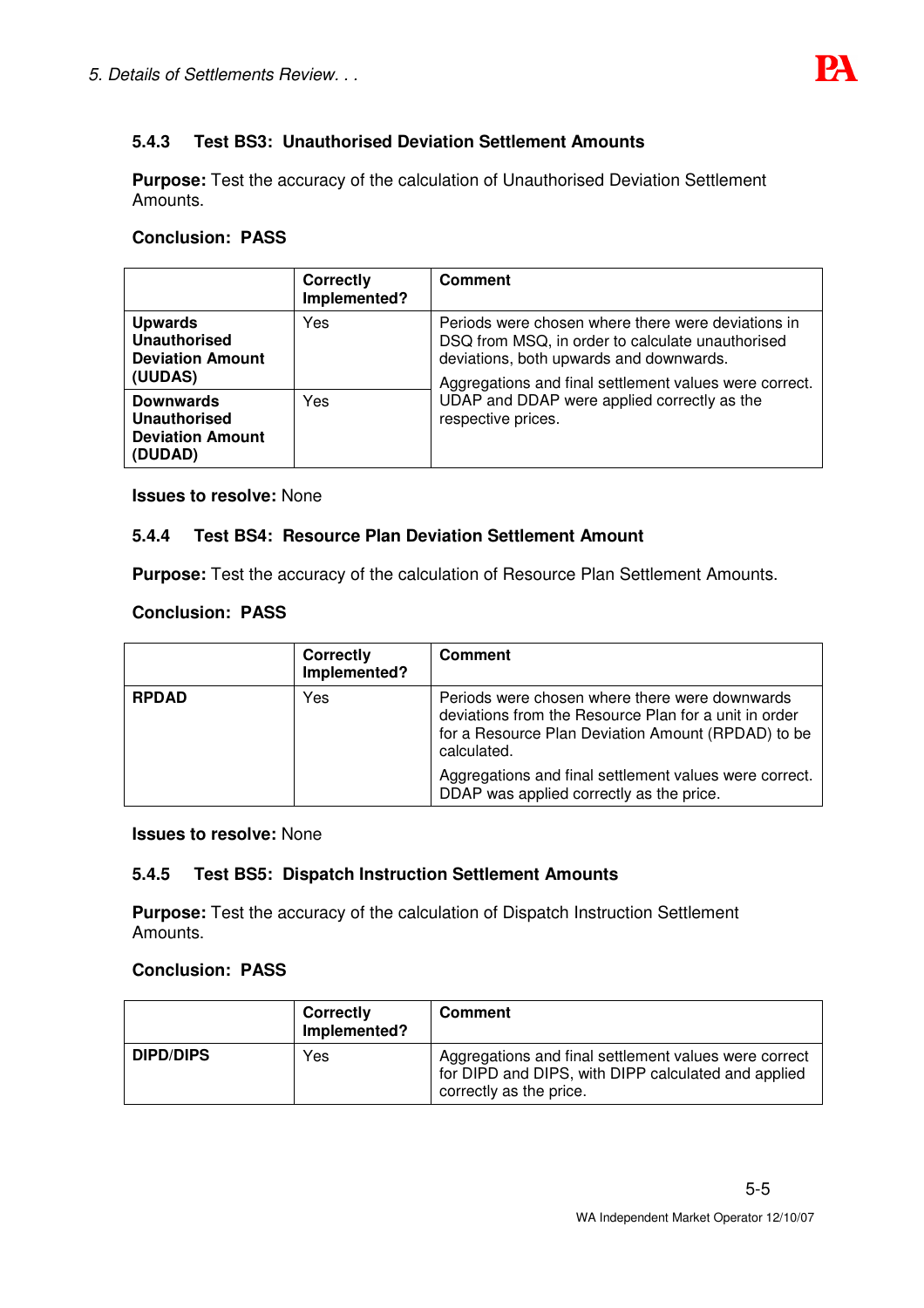### 5.4.3 Test BS3: Unauthorised Deviation Settlement Amounts

**Purpose:** Test the accuracy of the calculation of Unauthorised Deviation Settlement Amounts.

**Conclusion: PASS**

| | Correctly Implemented? | Comment |
|---|---|---|
| **Upwards Unauthorised Deviation Amount (UUDAS)** | Yes | Periods were chosen where there were deviations in DSQ from MSQ, in order to calculate unauthorised deviations, both upwards and downwards. Aggregations and final settlement values were correct. UDAP and DDAP were applied correctly as the respective prices. |
| **Downwards Unauthorised Deviation Amount (DUDAD)** | Yes | |

**Issues to resolve:** None

### 5.4.4 Test BS4: Resource Plan Deviation Settlement Amount

**Purpose:** Test the accuracy of the calculation of Resource Plan Settlement Amounts.

**Conclusion: PASS**

| | Correctly Implemented? | Comment |
|---|---|---|
| **RPDAD** | Yes | Periods were chosen where there were downwards deviations from the Resource Plan for a unit in order for a Resource Plan Deviation Amount (RPDAD) to be calculated. Aggregations and final settlement values were correct. DDAP was applied correctly as the price. |

**Issues to resolve:** None

### 5.4.5 Test BS5: Dispatch Instruction Settlement Amounts

**Purpose:** Test the accuracy of the calculation of Dispatch Instruction Settlement Amounts.

**Conclusion: PASS**

| | Correctly Implemented? | Comment |
|---|---|---|
| **DIPD/DIPS** | Yes | Aggregations and final settlement values were correct for DIPD and DIPS, with DIPP calculated and applied correctly as the price. |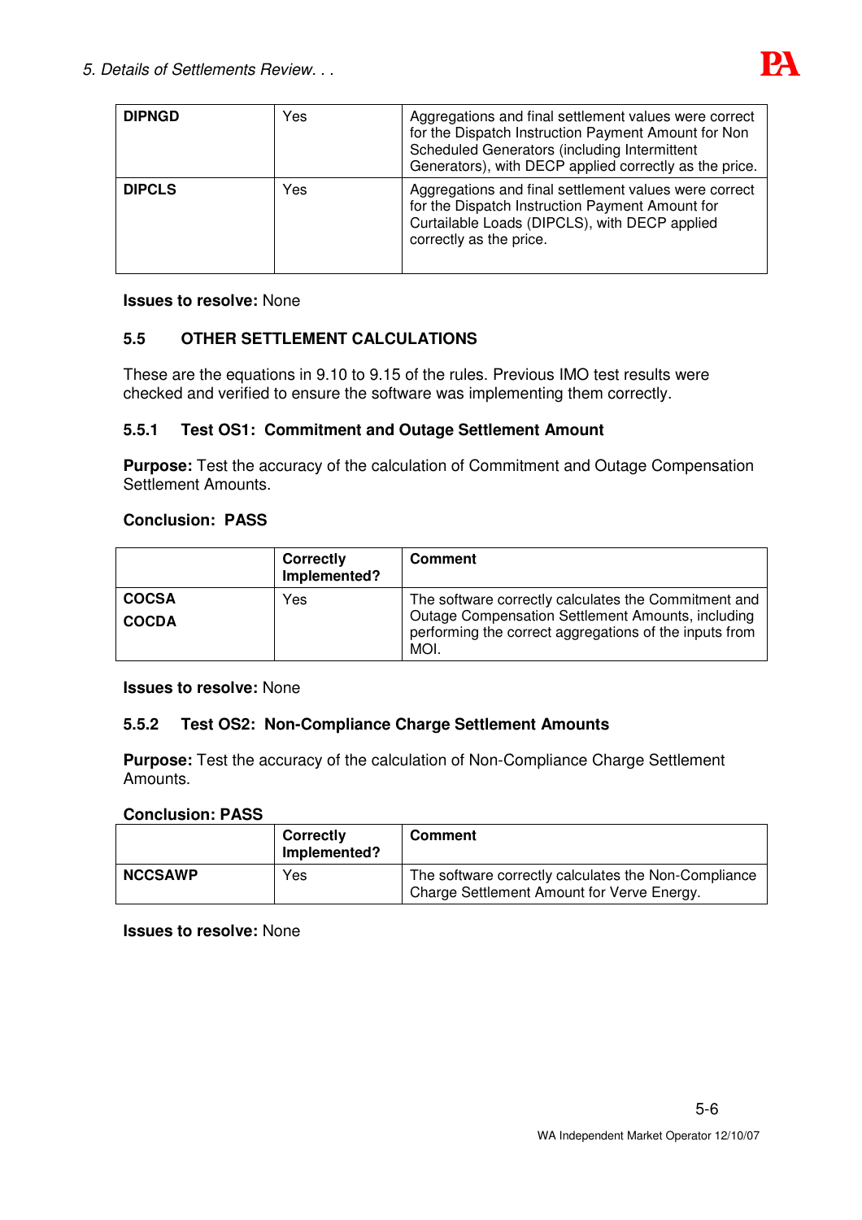| DIPNGD | Yes | Aggregations and final settlement values were correct for the Dispatch Instruction Payment Amount for Non Scheduled Generators (including Intermittent Generators), with DECP applied correctly as the price. |
|---|---|---|
| DIPCLS | Yes | Aggregations and final settlement values were correct for the Dispatch Instruction Payment Amount for Curtailable Loads (DIPCLS), with DECP applied correctly as the price. |

**Issues to resolve:** None

## 5.5 OTHER SETTLEMENT CALCULATIONS

These are the equations in 9.10 to 9.15 of the rules. Previous IMO test results were checked and verified to ensure the software was implementing them correctly.

### 5.5.1 Test OS1: Commitment and Outage Settlement Amount

**Purpose:** Test the accuracy of the calculation of Commitment and Outage Compensation Settlement Amounts.

**Conclusion: PASS**

| | Correctly Implemented? | Comment |
|---|---|---|
| **COCSA**<br>**COCDA** | Yes | The software correctly calculates the Commitment and Outage Compensation Settlement Amounts, including performing the correct aggregations of the inputs from MOI. |

**Issues to resolve:** None

### 5.5.2 Test OS2: Non-Compliance Charge Settlement Amounts

**Purpose:** Test the accuracy of the calculation of Non-Compliance Charge Settlement Amounts.

**Conclusion: PASS**

| | Correctly Implemented? | Comment |
|---|---|---|
| **NCCSAWP** | Yes | The software correctly calculates the Non-Compliance Charge Settlement Amount for Verve Energy. |

**Issues to resolve:** None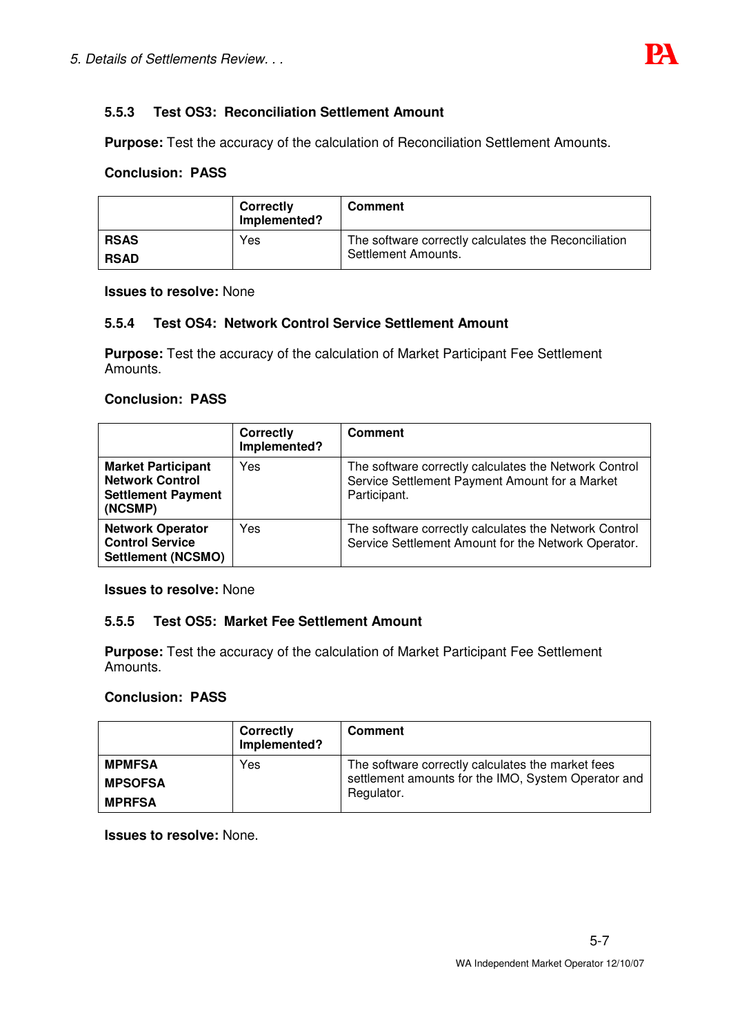### 5.5.3 Test OS3: Reconciliation Settlement Amount

**Purpose:** Test the accuracy of the calculation of Reconciliation Settlement Amounts.

**Conclusion: PASS**

| | Correctly Implemented? | Comment |
|---|---|---|
| **RSAS**<br>**RSAD** | Yes | The software correctly calculates the Reconciliation Settlement Amounts. |

**Issues to resolve:** None

### 5.5.4 Test OS4: Network Control Service Settlement Amount

**Purpose:** Test the accuracy of the calculation of Market Participant Fee Settlement Amounts.

**Conclusion: PASS**

| | Correctly Implemented? | Comment |
|---|---|---|
| **Market Participant Network Control Settlement Payment (NCSMP)** | Yes | The software correctly calculates the Network Control Service Settlement Payment Amount for a Market Participant. |
| **Network Operator Control Service Settlement (NCSMO)** | Yes | The software correctly calculates the Network Control Service Settlement Amount for the Network Operator. |

**Issues to resolve:** None

### 5.5.5 Test OS5: Market Fee Settlement Amount

**Purpose:** Test the accuracy of the calculation of Market Participant Fee Settlement Amounts.

**Conclusion: PASS**

| | Correctly Implemented? | Comment |
|---|---|---|
| **MPMFSA**<br>**MPSOFSA**<br>**MPRFSA** | Yes | The software correctly calculates the market fees settlement amounts for the IMO, System Operator and Regulator. |

**Issues to resolve:** None.